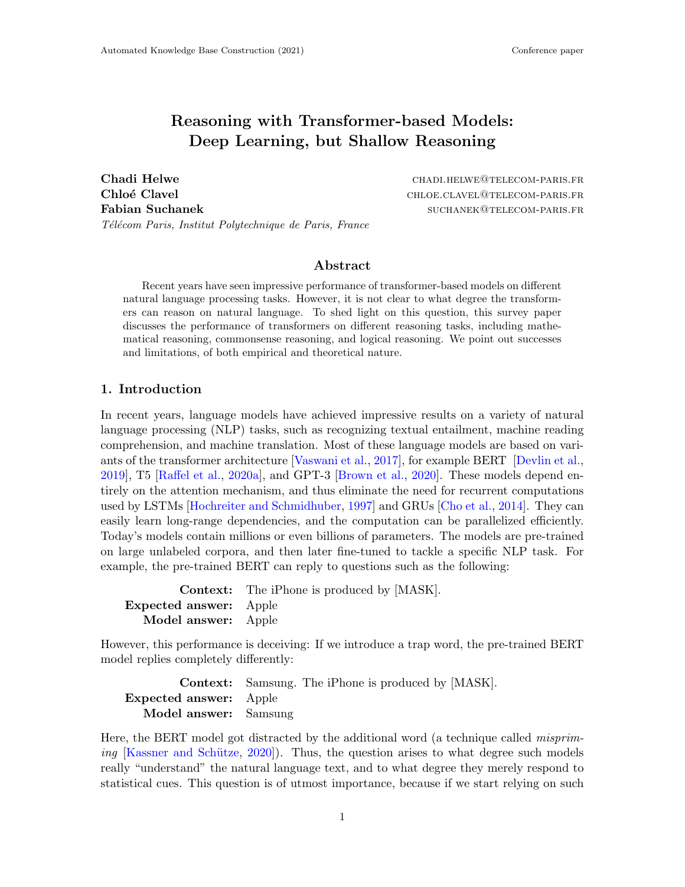# Reasoning with Transformer-based Models: Deep Learning, but Shallow Reasoning

**Chadi Helwe** CHADI.HELWE@TELECOM-PARIS.FR
**Chloé Clavel** CHLOE.CLAVEL@TELECOM-PARIS.FR
**Fabian Suchanek** SUCHANEK@TELECOM-PARIS.FR
*Télécom Paris, Institut Polytechnique de Paris, France*

## Abstract

Recent years have seen impressive performance of transformer-based models on different natural language processing tasks. However, it is not clear to what degree the transformers can reason on natural language. To shed light on this question, this survey paper discusses the performance of transformers on different reasoning tasks, including mathematical reasoning, commonsense reasoning, and logical reasoning. We point out successes and limitations, of both empirical and theoretical nature.

## 1. Introduction

In recent years, language models have achieved impressive results on a variety of natural language processing (NLP) tasks, such as recognizing textual entailment, machine reading comprehension, and machine translation. Most of these language models are based on variants of the transformer architecture [Vaswani et al., 2017], for example BERT [Devlin et al., 2019], T5 [Raffel et al., 2020a], and GPT-3 [Brown et al., 2020]. These models depend entirely on the attention mechanism, and thus eliminate the need for recurrent computations used by LSTMs [Hochreiter and Schmidhuber, 1997] and GRUs [Cho et al., 2014]. They can easily learn long-range dependencies, and the computation can be parallelized efficiently. Today's models contain millions or even billions of parameters. The models are pre-trained on large unlabeled corpora, and then later fine-tuned to tackle a specific NLP task. For example, the pre-trained BERT can reply to questions such as the following:

**Context:** The iPhone is produced by [MASK].
**Expected answer:** Apple
**Model answer:** Apple

However, this performance is deceiving: If we introduce a trap word, the pre-trained BERT model replies completely differently:

**Context:** Samsung. The iPhone is produced by [MASK].
**Expected answer:** Apple
**Model answer:** Samsung

Here, the BERT model got distracted by the additional word (a technique called *mispriming* [Kassner and Schütze, 2020]). Thus, the question arises to what degree such models really "understand" the natural language text, and to what degree they merely respond to statistical cues. This question is of utmost importance, because if we start relying on such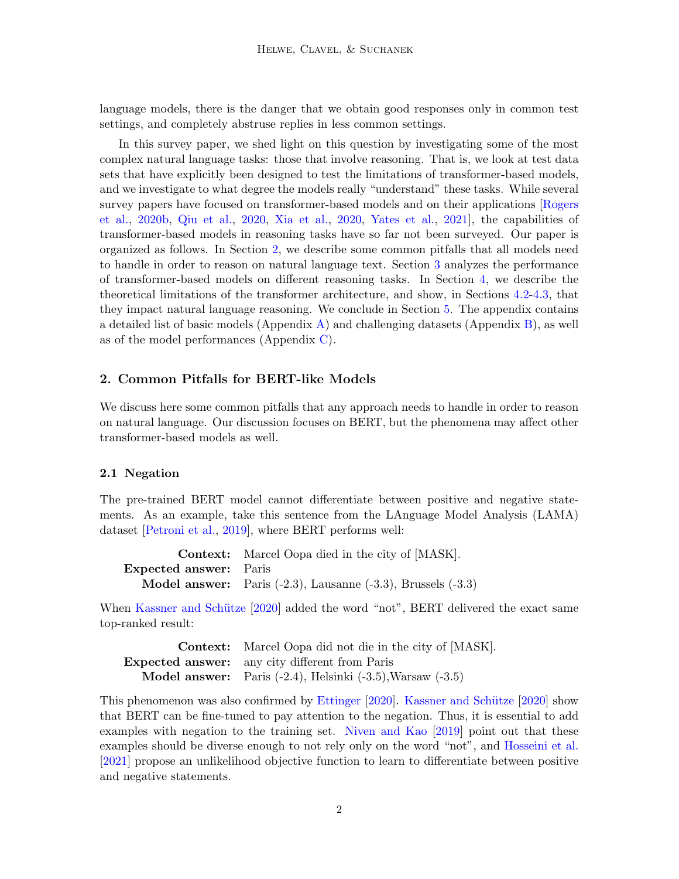language models, there is the danger that we obtain good responses only in common test settings, and completely abstruse replies in less common settings.

In this survey paper, we shed light on this question by investigating some of the most complex natural language tasks: those that involve reasoning. That is, we look at test data sets that have explicitly been designed to test the limitations of transformer-based models, and we investigate to what degree the models really "understand" these tasks. While several survey papers have focused on transformer-based models and on their applications [Rogers et al., 2020b, Qiu et al., 2020, Xia et al., 2020, Yates et al., 2021], the capabilities of transformer-based models in reasoning tasks have so far not been surveyed. Our paper is organized as follows. In Section 2, we describe some common pitfalls that all models need to handle in order to reason on natural language text. Section 3 analyzes the performance of transformer-based models on different reasoning tasks. In Section 4, we describe the theoretical limitations of the transformer architecture, and show, in Sections 4.2-4.3, that they impact natural language reasoning. We conclude in Section 5. The appendix contains a detailed list of basic models (Appendix A) and challenging datasets (Appendix B), as well as of the model performances (Appendix C).

## 2. Common Pitfalls for BERT-like Models

We discuss here some common pitfalls that any approach needs to handle in order to reason on natural language. Our discussion focuses on BERT, but the phenomena may affect other transformer-based models as well.

### 2.1 Negation

The pre-trained BERT model cannot differentiate between positive and negative statements. As an example, take this sentence from the LAnguage Model Analysis (LAMA) dataset [Petroni et al., 2019], where BERT performs well:

**Context:** Marcel Oopa died in the city of [MASK].
**Expected answer:** Paris
**Model answer:** Paris (-2.3), Lausanne (-3.3), Brussels (-3.3)

When Kassner and Schütze [2020] added the word "not", BERT delivered the exact same top-ranked result:

**Context:** Marcel Oopa did not die in the city of [MASK].
**Expected answer:** any city different from Paris
**Model answer:** Paris (-2.4), Helsinki (-3.5),Warsaw (-3.5)

This phenomenon was also confirmed by Ettinger [2020]. Kassner and Schütze [2020] show that BERT can be fine-tuned to pay attention to the negation. Thus, it is essential to add examples with negation to the training set. Niven and Kao [2019] point out that these examples should be diverse enough to not rely only on the word "not", and Hosseini et al. [2021] propose an unlikelihood objective function to learn to differentiate between positive and negative statements.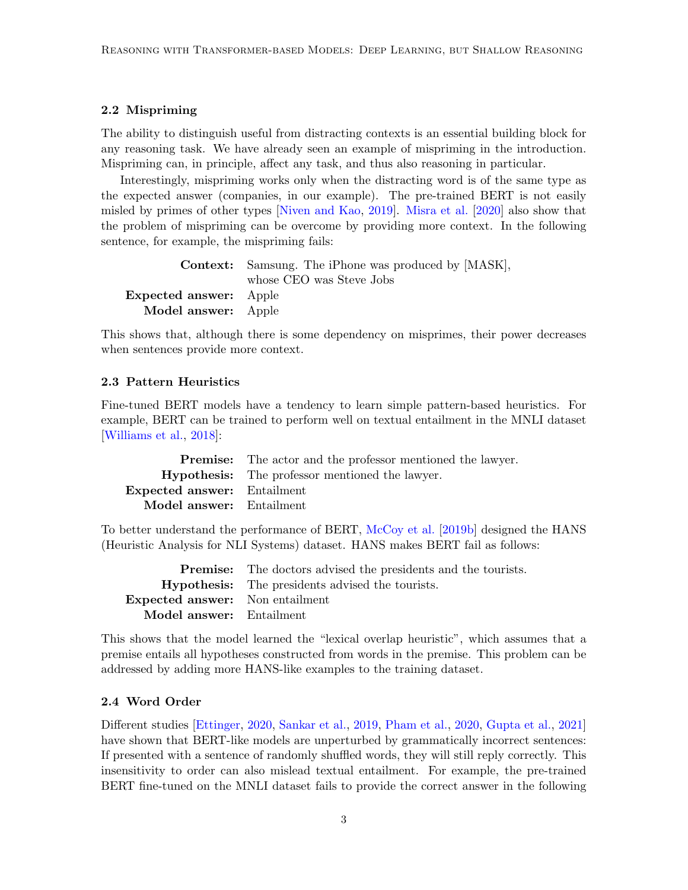### 2.2 Mispriming

The ability to distinguish useful from distracting contexts is an essential building block for any reasoning task. We have already seen an example of mispriming in the introduction. Mispriming can, in principle, affect any task, and thus also reasoning in particular.

Interestingly, mispriming works only when the distracting word is of the same type as the expected answer (companies, in our example). The pre-trained BERT is not easily misled by primes of other types [Niven and Kao, 2019]. Misra et al. [2020] also show that the problem of mispriming can be overcome by providing more context. In the following sentence, for example, the mispriming fails:

**Context:** Samsung. The iPhone was produced by [MASK], whose CEO was Steve Jobs
**Expected answer:** Apple
**Model answer:** Apple

This shows that, although there is some dependency on misprimes, their power decreases when sentences provide more context.

### 2.3 Pattern Heuristics

Fine-tuned BERT models have a tendency to learn simple pattern-based heuristics. For example, BERT can be trained to perform well on textual entailment in the MNLI dataset [Williams et al., 2018]:

**Premise:** The actor and the professor mentioned the lawyer.
**Hypothesis:** The professor mentioned the lawyer.
**Expected answer:** Entailment
**Model answer:** Entailment

To better understand the performance of BERT, McCoy et al. [2019b] designed the HANS (Heuristic Analysis for NLI Systems) dataset. HANS makes BERT fail as follows:

**Premise:** The doctors advised the presidents and the tourists.
**Hypothesis:** The presidents advised the tourists.
**Expected answer:** Non entailment
**Model answer:** Entailment

This shows that the model learned the "lexical overlap heuristic", which assumes that a premise entails all hypotheses constructed from words in the premise. This problem can be addressed by adding more HANS-like examples to the training dataset.

### 2.4 Word Order

Different studies [Ettinger, 2020, Sankar et al., 2019, Pham et al., 2020, Gupta et al., 2021] have shown that BERT-like models are unperturbed by grammatically incorrect sentences: If presented with a sentence of randomly shuffled words, they will still reply correctly. This insensitivity to order can also mislead textual entailment. For example, the pre-trained BERT fine-tuned on the MNLI dataset fails to provide the correct answer in the following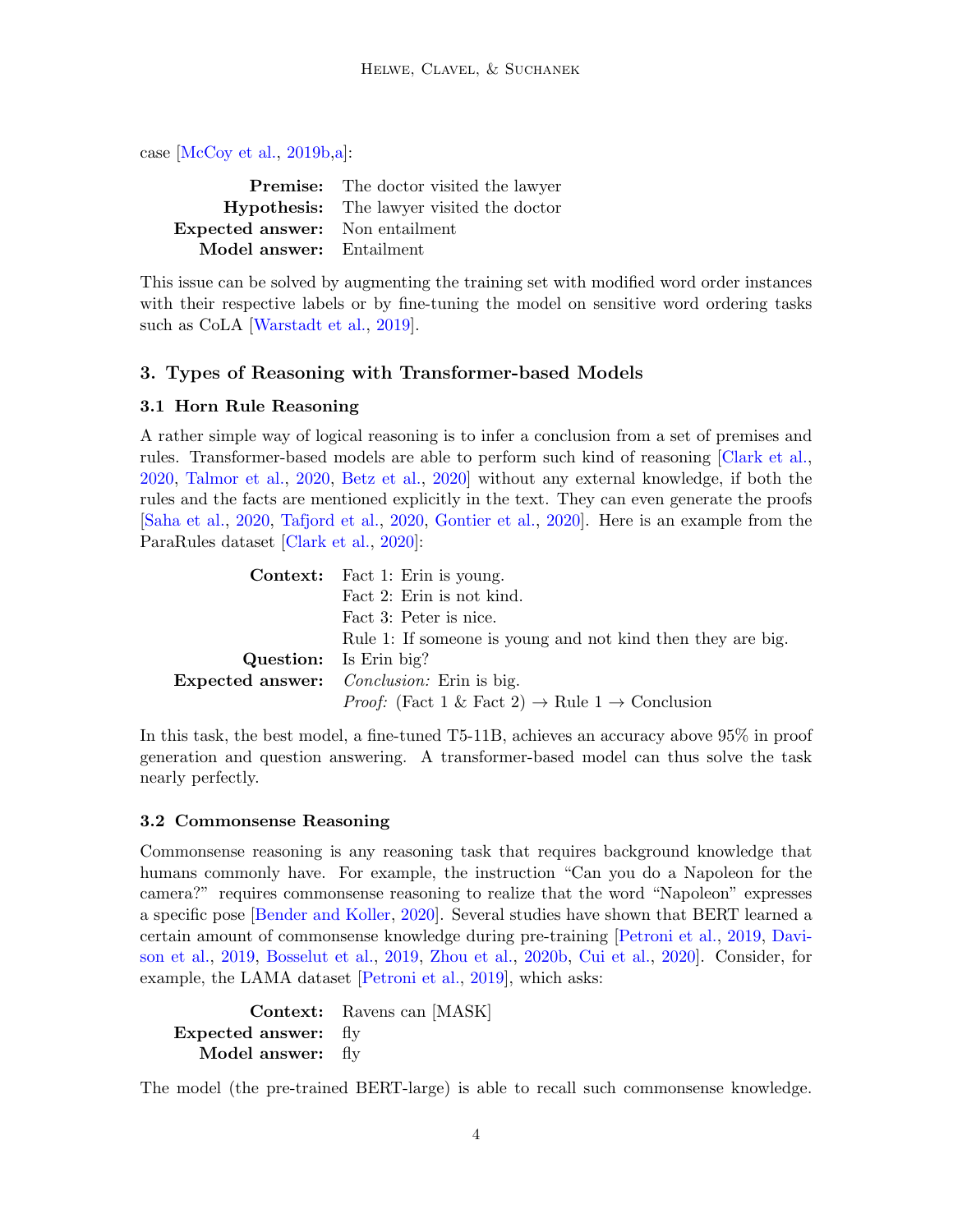case [McCoy et al., 2019b,a]:

| | |
|---|---|
| **Premise:** | The doctor visited the lawyer |
| **Hypothesis:** | The lawyer visited the doctor |
| **Expected answer:** | Non entailment |
| **Model answer:** | Entailment |

This issue can be solved by augmenting the training set with modified word order instances with their respective labels or by fine-tuning the model on sensitive word ordering tasks such as CoLA [Warstadt et al., 2019].

## 3. Types of Reasoning with Transformer-based Models

### 3.1 Horn Rule Reasoning

A rather simple way of logical reasoning is to infer a conclusion from a set of premises and rules. Transformer-based models are able to perform such kind of reasoning [Clark et al., 2020, Talmor et al., 2020, Betz et al., 2020] without any external knowledge, if both the rules and the facts are mentioned explicitly in the text. They can even generate the proofs [Saha et al., 2020, Tafjord et al., 2020, Gontier et al., 2020]. Here is an example from the ParaRules dataset [Clark et al., 2020]:

| | |
|---|---|
| **Context:** | Fact 1: Erin is young. |
| | Fact 2: Erin is not kind. |
| | Fact 3: Peter is nice. |
| | Rule 1: If someone is young and not kind then they are big. |
| **Question:** | Is Erin big? |
| **Expected answer:** | *Conclusion:* Erin is big. |
| | *Proof:* (Fact 1 & Fact 2) → Rule 1 → Conclusion |

In this task, the best model, a fine-tuned T5-11B, achieves an accuracy above 95% in proof generation and question answering. A transformer-based model can thus solve the task nearly perfectly.

### 3.2 Commonsense Reasoning

Commonsense reasoning is any reasoning task that requires background knowledge that humans commonly have. For example, the instruction "Can you do a Napoleon for the camera?" requires commonsense reasoning to realize that the word "Napoleon" expresses a specific pose [Bender and Koller, 2020]. Several studies have shown that BERT learned a certain amount of commonsense knowledge during pre-training [Petroni et al., 2019, Davison et al., 2019, Bosselut et al., 2019, Zhou et al., 2020b, Cui et al., 2020]. Consider, for example, the LAMA dataset [Petroni et al., 2019], which asks:

| | |
|---|---|
| **Context:** | Ravens can [MASK] |
| **Expected answer:** | fly |
| **Model answer:** | fly |

The model (the pre-trained BERT-large) is able to recall such commonsense knowledge.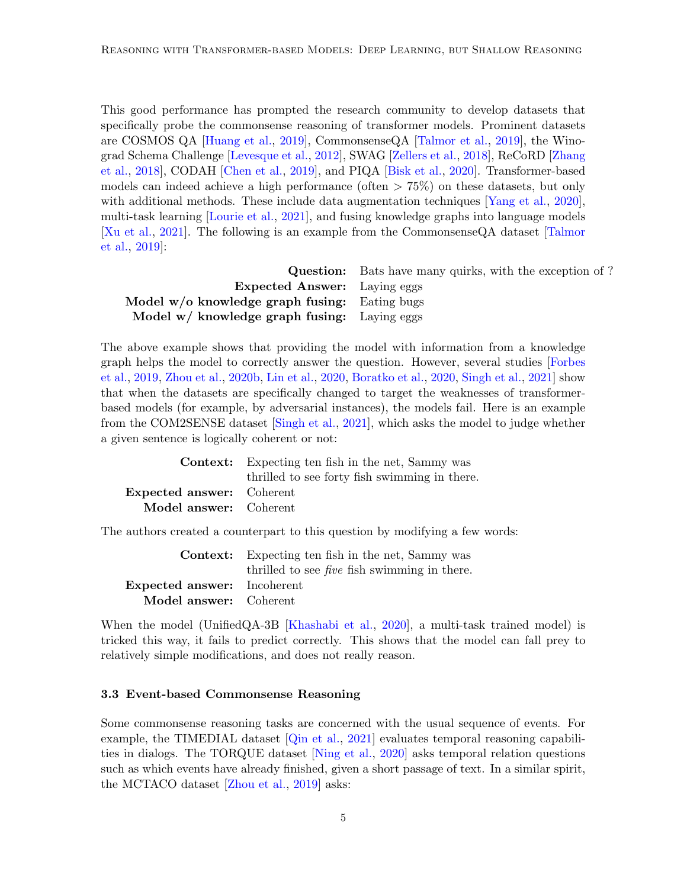This good performance has prompted the research community to develop datasets that specifically probe the commonsense reasoning of transformer models. Prominent datasets are COSMOS QA [Huang et al., 2019], CommonsenseQA [Talmor et al., 2019], the Winograd Schema Challenge [Levesque et al., 2012], SWAG [Zellers et al., 2018], ReCoRD [Zhang et al., 2018], CODAH [Chen et al., 2019], and PIQA [Bisk et al., 2020]. Transformer-based models can indeed achieve a high performance (often $> 75\%$) on these datasets, but only with additional methods. These include data augmentation techniques [Yang et al., 2020], multi-task learning [Lourie et al., 2021], and fusing knowledge graphs into language models [Xu et al., 2021]. The following is an example from the CommonsenseQA dataset [Talmor et al., 2019]:

**Question:** Bats have many quirks, with the exception of ?
**Expected Answer:** Laying eggs
**Model w/o knowledge graph fusing:** Eating bugs
**Model w/ knowledge graph fusing:** Laying eggs

The above example shows that providing the model with information from a knowledge graph helps the model to correctly answer the question. However, several studies [Forbes et al., 2019, Zhou et al., 2020b, Lin et al., 2020, Boratko et al., 2020, Singh et al., 2021] show that when the datasets are specifically changed to target the weaknesses of transformer-based models (for example, by adversarial instances), the models fail. Here is an example from the COM2SENSE dataset [Singh et al., 2021], which asks the model to judge whether a given sentence is logically coherent or not:

**Context:** Expecting ten fish in the net, Sammy was thrilled to see forty fish swimming in there.
**Expected answer:** Coherent
**Model answer:** Coherent

The authors created a counterpart to this question by modifying a few words:

**Context:** Expecting ten fish in the net, Sammy was thrilled to see *five* fish swimming in there.
**Expected answer:** Incoherent
**Model answer:** Coherent

When the model (UnifiedQA-3B [Khashabi et al., 2020], a multi-task trained model) is tricked this way, it fails to predict correctly. This shows that the model can fall prey to relatively simple modifications, and does not really reason.

### 3.3 Event-based Commonsense Reasoning

Some commonsense reasoning tasks are concerned with the usual sequence of events. For example, the TIMEDIAL dataset [Qin et al., 2021] evaluates temporal reasoning capabilities in dialogs. The TORQUE dataset [Ning et al., 2020] asks temporal relation questions such as which events have already finished, given a short passage of text. In a similar spirit, the MCTACO dataset [Zhou et al., 2019] asks: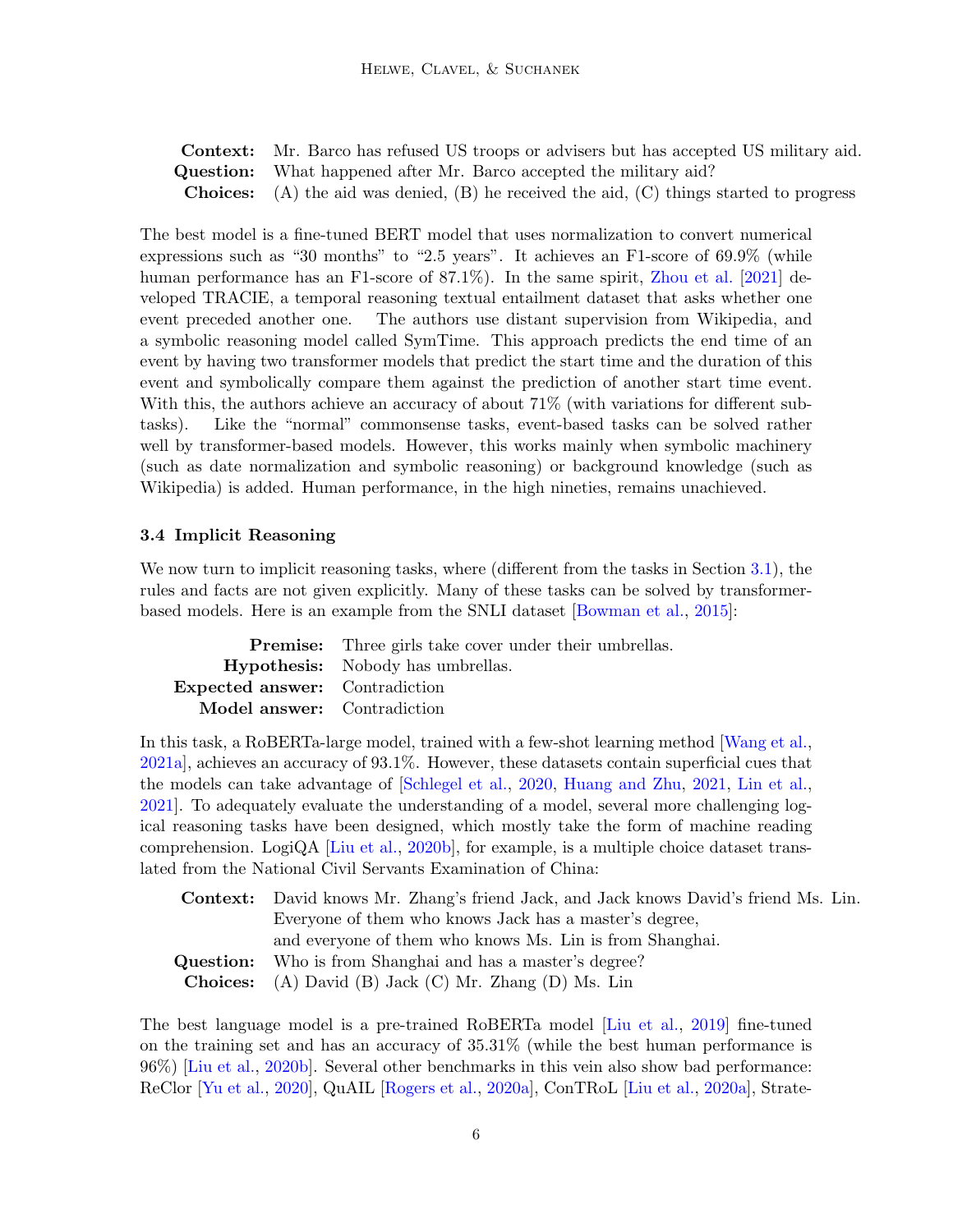**Context:** Mr. Barco has refused US troops or advisers but has accepted US military aid.
**Question:** What happened after Mr. Barco accepted the military aid?
**Choices:** (A) the aid was denied, (B) he received the aid, (C) things started to progress

The best model is a fine-tuned BERT model that uses normalization to convert numerical expressions such as "30 months" to "2.5 years". It achieves an F1-score of 69.9% (while human performance has an F1-score of 87.1%). In the same spirit, Zhou et al. [2021] developed TRACIE, a temporal reasoning textual entailment dataset that asks whether one event preceded another one. The authors use distant supervision from Wikipedia, and a symbolic reasoning model called SymTime. This approach predicts the end time of an event by having two transformer models that predict the start time and the duration of this event and symbolically compare them against the prediction of another start time event. With this, the authors achieve an accuracy of about 71% (with variations for different subtasks). Like the "normal" commonsense tasks, event-based tasks can be solved rather well by transformer-based models. However, this works mainly when symbolic machinery (such as date normalization and symbolic reasoning) or background knowledge (such as Wikipedia) is added. Human performance, in the high nineties, remains unachieved.

### 3.4 Implicit Reasoning

We now turn to implicit reasoning tasks, where (different from the tasks in Section 3.1), the rules and facts are not given explicitly. Many of these tasks can be solved by transformer-based models. Here is an example from the SNLI dataset [Bowman et al., 2015]:

**Premise:** Three girls take cover under their umbrellas.
**Hypothesis:** Nobody has umbrellas.
**Expected answer:** Contradiction
**Model answer:** Contradiction

In this task, a RoBERTa-large model, trained with a few-shot learning method [Wang et al., 2021a], achieves an accuracy of 93.1%. However, these datasets contain superficial cues that the models can take advantage of [Schlegel et al., 2020, Huang and Zhu, 2021, Lin et al., 2021]. To adequately evaluate the understanding of a model, several more challenging logical reasoning tasks have been designed, which mostly take the form of machine reading comprehension. LogiQA [Liu et al., 2020b], for example, is a multiple choice dataset translated from the National Civil Servants Examination of China:

**Context:** David knows Mr. Zhang's friend Jack, and Jack knows David's friend Ms. Lin. Everyone of them who knows Jack has a master's degree, and everyone of them who knows Ms. Lin is from Shanghai.
**Question:** Who is from Shanghai and has a master's degree?
**Choices:** (A) David (B) Jack (C) Mr. Zhang (D) Ms. Lin

The best language model is a pre-trained RoBERTa model [Liu et al., 2019] fine-tuned on the training set and has an accuracy of 35.31% (while the best human performance is 96%) [Liu et al., 2020b]. Several other benchmarks in this vein also show bad performance: ReClor [Yu et al., 2020], QuAIL [Rogers et al., 2020a], ConTRoL [Liu et al., 2020a], Strate-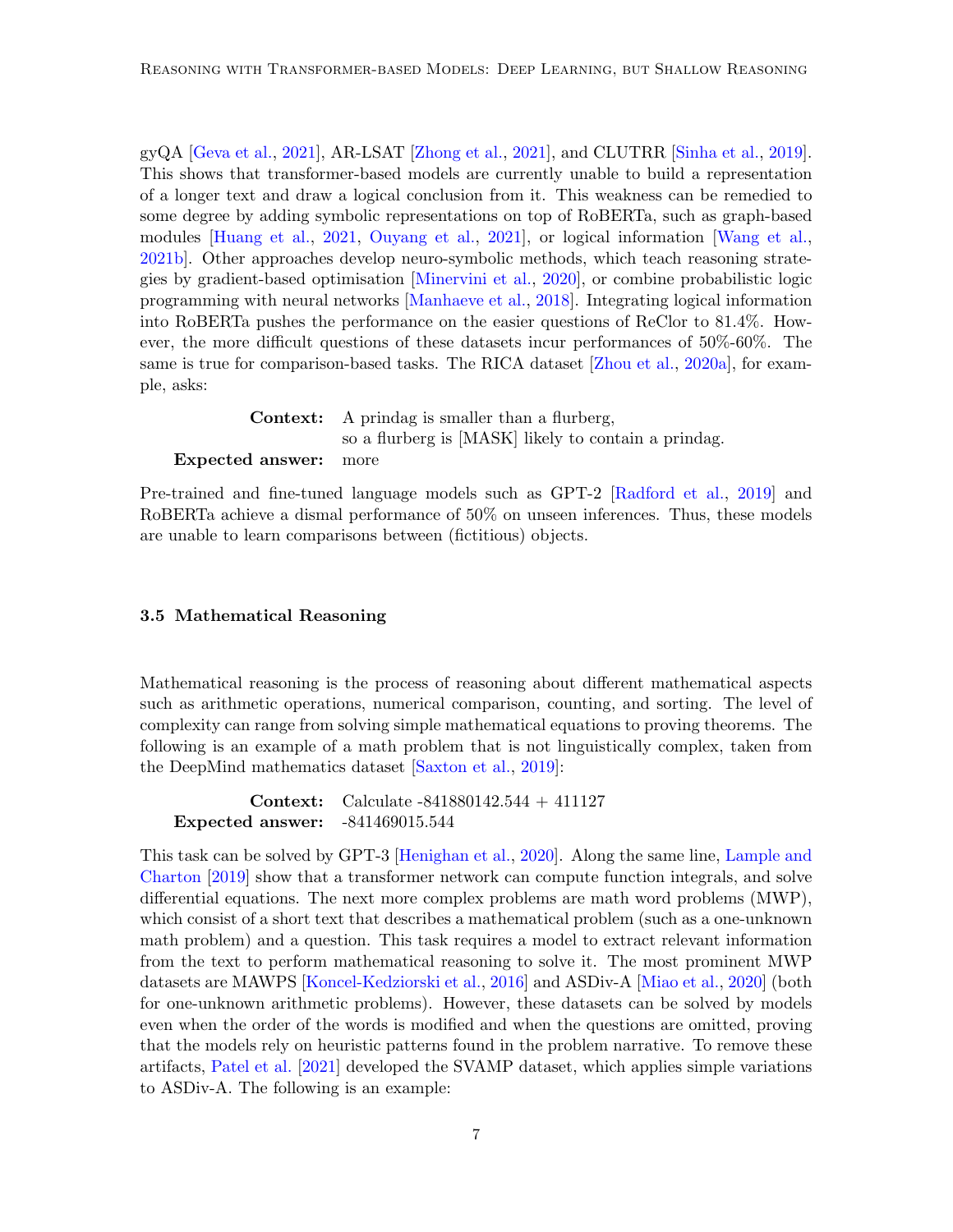gyQA [Geva et al., 2021], AR-LSAT [Zhong et al., 2021], and CLUTRR [Sinha et al., 2019]. This shows that transformer-based models are currently unable to build a representation of a longer text and draw a logical conclusion from it. This weakness can be remedied to some degree by adding symbolic representations on top of RoBERTa, such as graph-based modules [Huang et al., 2021, Ouyang et al., 2021], or logical information [Wang et al., 2021b]. Other approaches develop neuro-symbolic methods, which teach reasoning strategies by gradient-based optimisation [Minervini et al., 2020], or combine probabilistic logic programming with neural networks [Manhaeve et al., 2018]. Integrating logical information into RoBERTa pushes the performance on the easier questions of ReClor to 81.4%. However, the more difficult questions of these datasets incur performances of 50%-60%. The same is true for comparison-based tasks. The RICA dataset [Zhou et al., 2020a], for example, asks:

> **Context:** A prindag is smaller than a flurberg, so a flurberg is [MASK] likely to contain a prindag.
> **Expected answer:** more

Pre-trained and fine-tuned language models such as GPT-2 [Radford et al., 2019] and RoBERTa achieve a dismal performance of 50% on unseen inferences. Thus, these models are unable to learn comparisons between (fictitious) objects.

### 3.5 Mathematical Reasoning

Mathematical reasoning is the process of reasoning about different mathematical aspects such as arithmetic operations, numerical comparison, counting, and sorting. The level of complexity can range from solving simple mathematical equations to proving theorems. The following is an example of a math problem that is not linguistically complex, taken from the DeepMind mathematics dataset [Saxton et al., 2019]:

> **Context:** Calculate -841880142.544 + 411127
> **Expected answer:** -841469015.544

This task can be solved by GPT-3 [Henighan et al., 2020]. Along the same line, Lample and Charton [2019] show that a transformer network can compute function integrals, and solve differential equations. The next more complex problems are math word problems (MWP), which consist of a short text that describes a mathematical problem (such as a one-unknown math problem) and a question. This task requires a model to extract relevant information from the text to perform mathematical reasoning to solve it. The most prominent MWP datasets are MAWPS [Koncel-Kedziorski et al., 2016] and ASDiv-A [Miao et al., 2020] (both for one-unknown arithmetic problems). However, these datasets can be solved by models even when the order of the words is modified and when the questions are omitted, proving that the models rely on heuristic patterns found in the problem narrative. To remove these artifacts, Patel et al. [2021] developed the SVAMP dataset, which applies simple variations to ASDiv-A. The following is an example: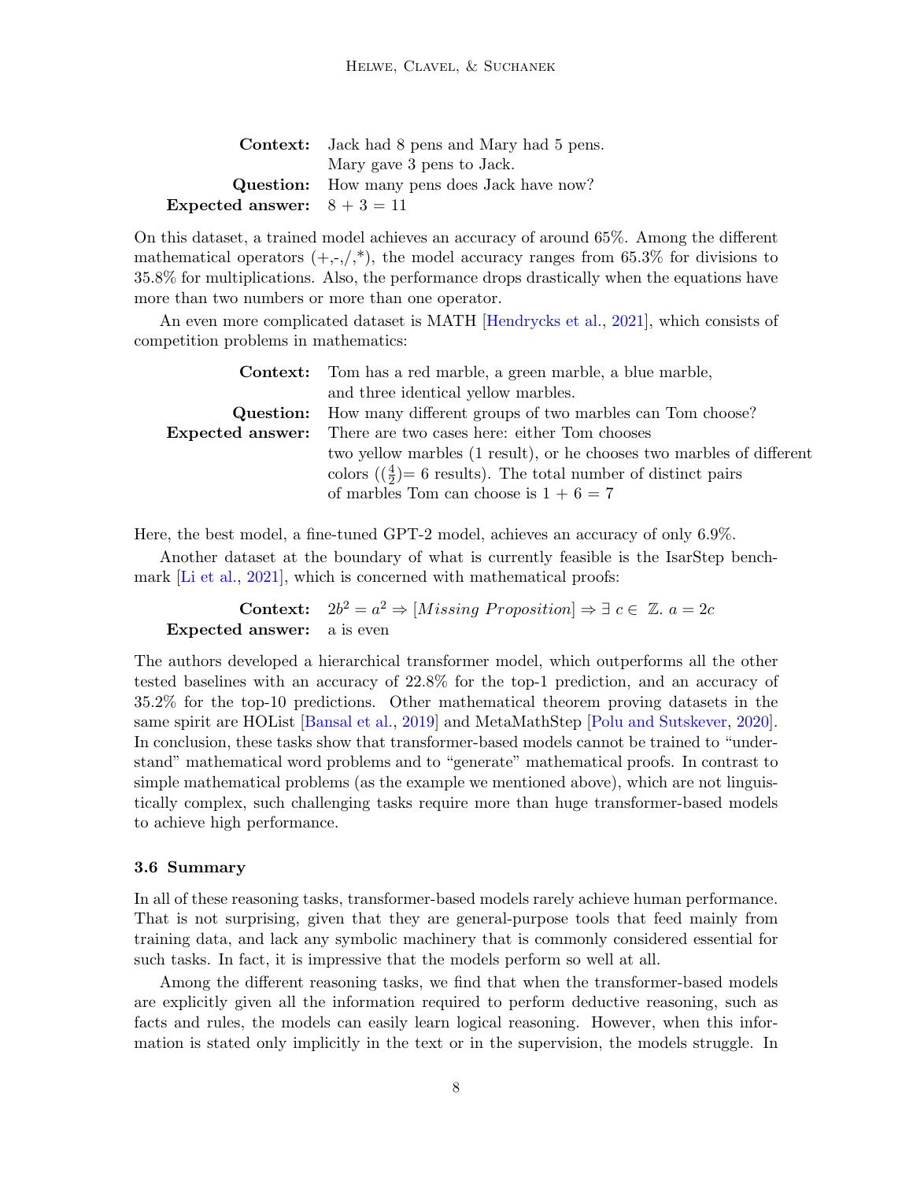**Context:** Jack had 8 pens and Mary had 5 pens.
Mary gave 3 pens to Jack.
**Question:** How many pens does Jack have now?
**Expected answer:** $8 + 3 = 11$

On this dataset, a trained model achieves an accuracy of around 65%. Among the different mathematical operators (+,-,/,*), the model accuracy ranges from 65.3% for divisions to 35.8% for multiplications. Also, the performance drops drastically when the equations have more than two numbers or more than one operator.

An even more complicated dataset is MATH [Hendrycks et al., 2021], which consists of competition problems in mathematics:

**Context:** Tom has a red marble, a green marble, a blue marble, and three identical yellow marbles.
**Question:** How many different groups of two marbles can Tom choose?
**Expected answer:** There are two cases here: either Tom chooses two yellow marbles (1 result), or he chooses two marbles of different colors ($\binom{4}{2}$= 6 results). The total number of distinct pairs of marbles Tom can choose is $1 + 6 = 7$

Here, the best model, a fine-tuned GPT-2 model, achieves an accuracy of only 6.9%.

Another dataset at the boundary of what is currently feasible is the IsarStep benchmark [Li et al., 2021], which is concerned with mathematical proofs:

**Context:** $2b^2 = a^2 \Rightarrow [\textit{Missing Proposition}] \Rightarrow \exists\, c \in\, \mathbb{Z}.\ a = 2c$
**Expected answer:** a is even

The authors developed a hierarchical transformer model, which outperforms all the other tested baselines with an accuracy of 22.8% for the top-1 prediction, and an accuracy of 35.2% for the top-10 predictions. Other mathematical theorem proving datasets in the same spirit are HOList [Bansal et al., 2019] and MetaMathStep [Polu and Sutskever, 2020]. In conclusion, these tasks show that transformer-based models cannot be trained to "understand" mathematical word problems and to "generate" mathematical proofs. In contrast to simple mathematical problems (as the example we mentioned above), which are not linguistically complex, such challenging tasks require more than huge transformer-based models to achieve high performance.

### 3.6 Summary

In all of these reasoning tasks, transformer-based models rarely achieve human performance. That is not surprising, given that they are general-purpose tools that feed mainly from training data, and lack any symbolic machinery that is commonly considered essential for such tasks. In fact, it is impressive that the models perform so well at all.

Among the different reasoning tasks, we find that when the transformer-based models are explicitly given all the information required to perform deductive reasoning, such as facts and rules, the models can easily learn logical reasoning. However, when this information is stated only implicitly in the text or in the supervision, the models struggle. In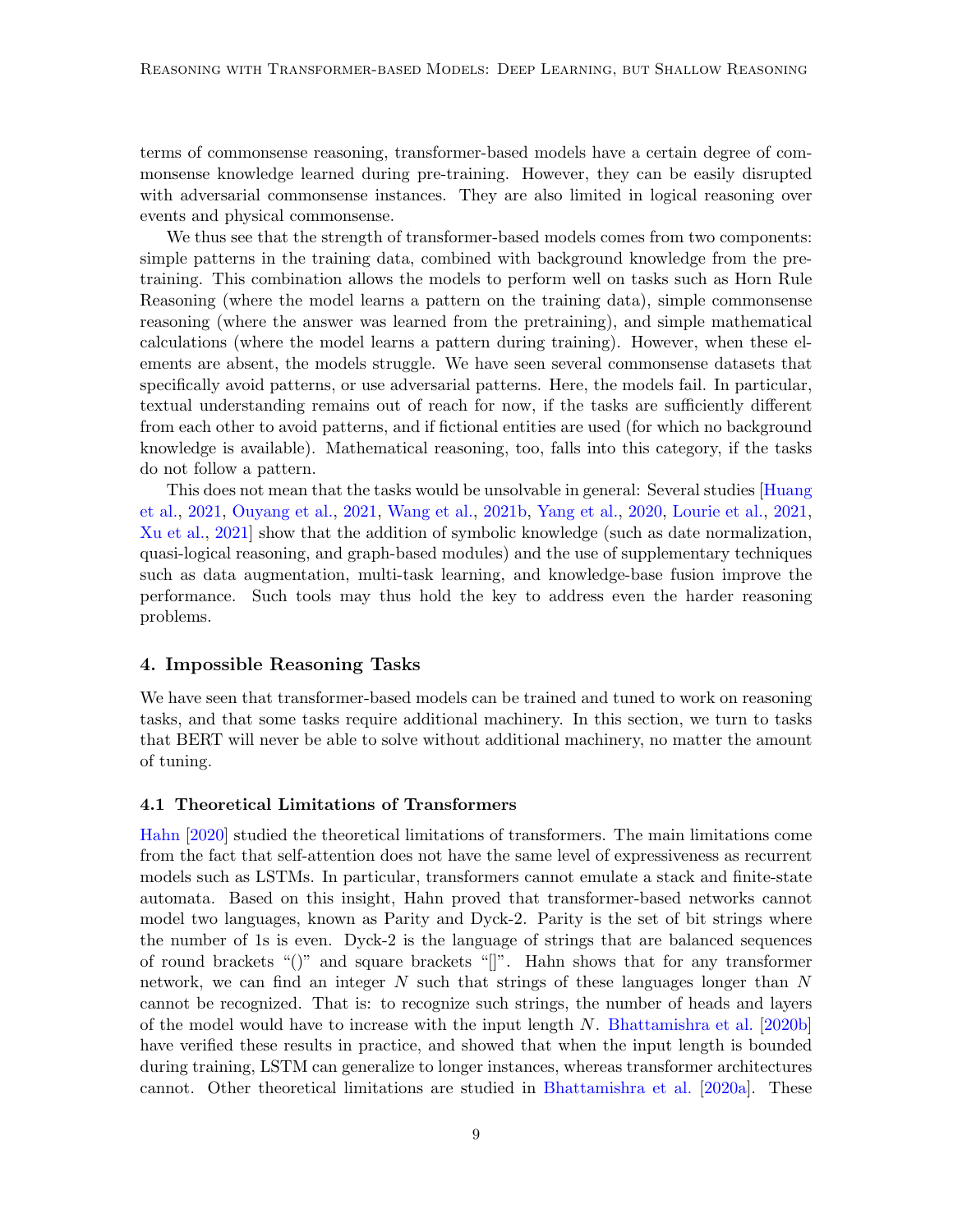terms of commonsense reasoning, transformer-based models have a certain degree of commonsense knowledge learned during pre-training. However, they can be easily disrupted with adversarial commonsense instances. They are also limited in logical reasoning over events and physical commonsense.

We thus see that the strength of transformer-based models comes from two components: simple patterns in the training data, combined with background knowledge from the pretraining. This combination allows the models to perform well on tasks such as Horn Rule Reasoning (where the model learns a pattern on the training data), simple commonsense reasoning (where the answer was learned from the pretraining), and simple mathematical calculations (where the model learns a pattern during training). However, when these elements are absent, the models struggle. We have seen several commonsense datasets that specifically avoid patterns, or use adversarial patterns. Here, the models fail. In particular, textual understanding remains out of reach for now, if the tasks are sufficiently different from each other to avoid patterns, and if fictional entities are used (for which no background knowledge is available). Mathematical reasoning, too, falls into this category, if the tasks do not follow a pattern.

This does not mean that the tasks would be unsolvable in general: Several studies [Huang et al., 2021, Ouyang et al., 2021, Wang et al., 2021b, Yang et al., 2020, Lourie et al., 2021, Xu et al., 2021] show that the addition of symbolic knowledge (such as date normalization, quasi-logical reasoning, and graph-based modules) and the use of supplementary techniques such as data augmentation, multi-task learning, and knowledge-base fusion improve the performance. Such tools may thus hold the key to address even the harder reasoning problems.

## 4. Impossible Reasoning Tasks

We have seen that transformer-based models can be trained and tuned to work on reasoning tasks, and that some tasks require additional machinery. In this section, we turn to tasks that BERT will never be able to solve without additional machinery, no matter the amount of tuning.

### 4.1 Theoretical Limitations of Transformers

Hahn [2020] studied the theoretical limitations of transformers. The main limitations come from the fact that self-attention does not have the same level of expressiveness as recurrent models such as LSTMs. In particular, transformers cannot emulate a stack and finite-state automata. Based on this insight, Hahn proved that transformer-based networks cannot model two languages, known as Parity and Dyck-2. Parity is the set of bit strings where the number of 1s is even. Dyck-2 is the language of strings that are balanced sequences of round brackets "()" and square brackets "[]". Hahn shows that for any transformer network, we can find an integer $N$ such that strings of these languages longer than $N$ cannot be recognized. That is: to recognize such strings, the number of heads and layers of the model would have to increase with the input length $N$. Bhattamishra et al. [2020b] have verified these results in practice, and showed that when the input length is bounded during training, LSTM can generalize to longer instances, whereas transformer architectures cannot. Other theoretical limitations are studied in Bhattamishra et al. [2020a]. These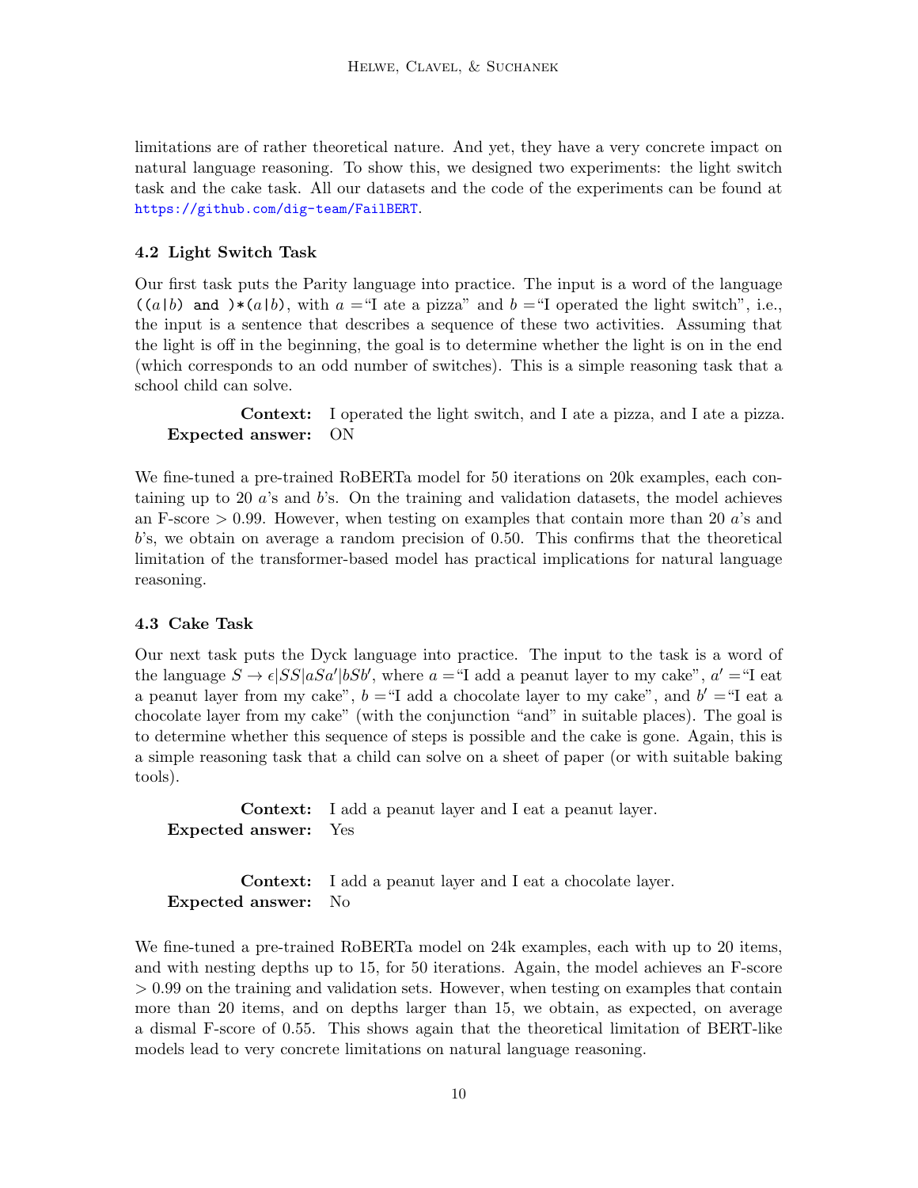limitations are of rather theoretical nature. And yet, they have a very concrete impact on natural language reasoning. To show this, we designed two experiments: the light switch task and the cake task. All our datasets and the code of the experiments can be found at https://github.com/dig-team/FailBERT.

### 4.2 Light Switch Task

Our first task puts the Parity language into practice. The input is a word of the language `((`$a$`|`$b$`) and )*(`$a$`|`$b$`)`, with $a =$"I ate a pizza" and $b =$"I operated the light switch", i.e., the input is a sentence that describes a sequence of these two activities. Assuming that the light is off in the beginning, the goal is to determine whether the light is on in the end (which corresponds to an odd number of switches). This is a simple reasoning task that a school child can solve.

**Context:** I operated the light switch, and I ate a pizza, and I ate a pizza.
**Expected answer:** ON

We fine-tuned a pre-trained RoBERTa model for 50 iterations on 20k examples, each containing up to 20 $a$'s and $b$'s. On the training and validation datasets, the model achieves an F-score $> 0.99$. However, when testing on examples that contain more than 20 $a$'s and $b$'s, we obtain on average a random precision of 0.50. This confirms that the theoretical limitation of the transformer-based model has practical implications for natural language reasoning.

### 4.3 Cake Task

Our next task puts the Dyck language into practice. The input to the task is a word of the language $S \rightarrow \epsilon | SS | aSa' | bSb'$, where $a =$"I add a peanut layer to my cake", $a' =$"I eat a peanut layer from my cake", $b =$"I add a chocolate layer to my cake", and $b' =$"I eat a chocolate layer from my cake" (with the conjunction "and" in suitable places). The goal is to determine whether this sequence of steps is possible and the cake is gone. Again, this is a simple reasoning task that a child can solve on a sheet of paper (or with suitable baking tools).

**Context:** I add a peanut layer and I eat a peanut layer.
**Expected answer:** Yes

**Context:** I add a peanut layer and I eat a chocolate layer.
**Expected answer:** No

We fine-tuned a pre-trained RoBERTa model on 24k examples, each with up to 20 items, and with nesting depths up to 15, for 50 iterations. Again, the model achieves an F-score $> 0.99$ on the training and validation sets. However, when testing on examples that contain more than 20 items, and on depths larger than 15, we obtain, as expected, on average a dismal F-score of 0.55. This shows again that the theoretical limitation of BERT-like models lead to very concrete limitations on natural language reasoning.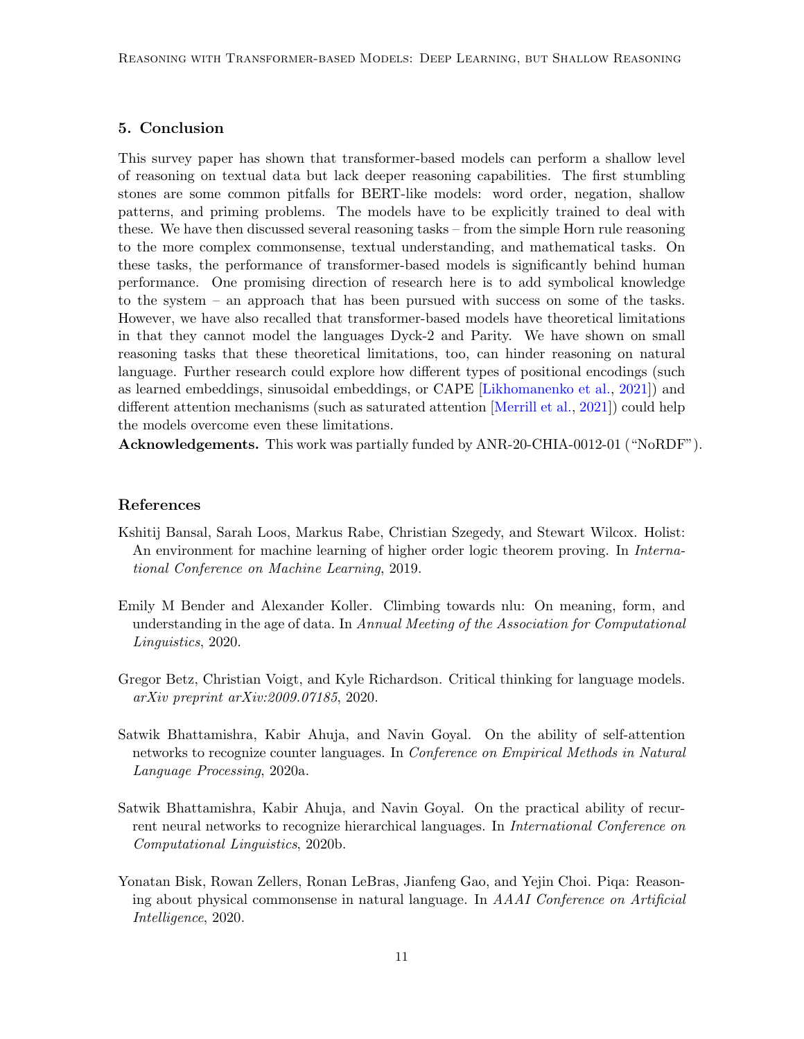## 5. Conclusion

This survey paper has shown that transformer-based models can perform a shallow level of reasoning on textual data but lack deeper reasoning capabilities. The first stumbling stones are some common pitfalls for BERT-like models: word order, negation, shallow patterns, and priming problems. The models have to be explicitly trained to deal with these. We have then discussed several reasoning tasks – from the simple Horn rule reasoning to the more complex commonsense, textual understanding, and mathematical tasks. On these tasks, the performance of transformer-based models is significantly behind human performance. One promising direction of research here is to add symbolical knowledge to the system – an approach that has been pursued with success on some of the tasks. However, we have also recalled that transformer-based models have theoretical limitations in that they cannot model the languages Dyck-2 and Parity. We have shown on small reasoning tasks that these theoretical limitations, too, can hinder reasoning on natural language. Further research could explore how different types of positional encodings (such as learned embeddings, sinusoidal embeddings, or CAPE [Likhomanenko et al., 2021]) and different attention mechanisms (such as saturated attention [Merrill et al., 2021]) could help the models overcome even these limitations.

**Acknowledgements.** This work was partially funded by ANR-20-CHIA-0012-01 ("NoRDF").

## References

Kshitij Bansal, Sarah Loos, Markus Rabe, Christian Szegedy, and Stewart Wilcox. Holist: An environment for machine learning of higher order logic theorem proving. In *International Conference on Machine Learning*, 2019.

Emily M Bender and Alexander Koller. Climbing towards nlu: On meaning, form, and understanding in the age of data. In *Annual Meeting of the Association for Computational Linguistics*, 2020.

Gregor Betz, Christian Voigt, and Kyle Richardson. Critical thinking for language models. *arXiv preprint arXiv:2009.07185*, 2020.

Satwik Bhattamishra, Kabir Ahuja, and Navin Goyal. On the ability of self-attention networks to recognize counter languages. In *Conference on Empirical Methods in Natural Language Processing*, 2020a.

Satwik Bhattamishra, Kabir Ahuja, and Navin Goyal. On the practical ability of recurrent neural networks to recognize hierarchical languages. In *International Conference on Computational Linguistics*, 2020b.

Yonatan Bisk, Rowan Zellers, Ronan LeBras, Jianfeng Gao, and Yejin Choi. Piqa: Reasoning about physical commonsense in natural language. In *AAAI Conference on Artificial Intelligence*, 2020.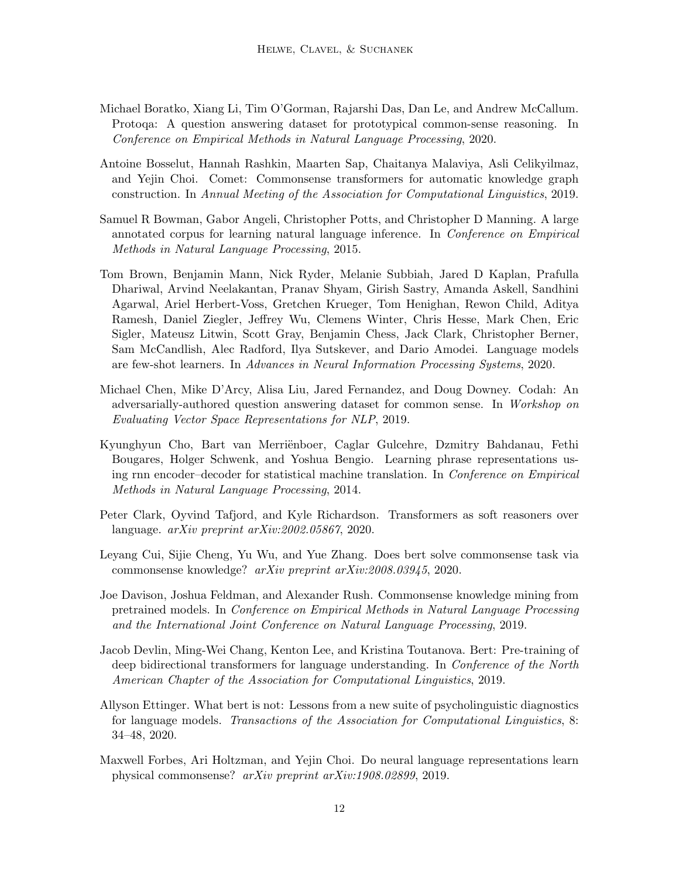Michael Boratko, Xiang Li, Tim O'Gorman, Rajarshi Das, Dan Le, and Andrew McCallum. Protoqa: A question answering dataset for prototypical common-sense reasoning. In *Conference on Empirical Methods in Natural Language Processing*, 2020.

Antoine Bosselut, Hannah Rashkin, Maarten Sap, Chaitanya Malaviya, Asli Celikyilmaz, and Yejin Choi. Comet: Commonsense transformers for automatic knowledge graph construction. In *Annual Meeting of the Association for Computational Linguistics*, 2019.

Samuel R Bowman, Gabor Angeli, Christopher Potts, and Christopher D Manning. A large annotated corpus for learning natural language inference. In *Conference on Empirical Methods in Natural Language Processing*, 2015.

Tom Brown, Benjamin Mann, Nick Ryder, Melanie Subbiah, Jared D Kaplan, Prafulla Dhariwal, Arvind Neelakantan, Pranav Shyam, Girish Sastry, Amanda Askell, Sandhini Agarwal, Ariel Herbert-Voss, Gretchen Krueger, Tom Henighan, Rewon Child, Aditya Ramesh, Daniel Ziegler, Jeffrey Wu, Clemens Winter, Chris Hesse, Mark Chen, Eric Sigler, Mateusz Litwin, Scott Gray, Benjamin Chess, Jack Clark, Christopher Berner, Sam McCandlish, Alec Radford, Ilya Sutskever, and Dario Amodei. Language models are few-shot learners. In *Advances in Neural Information Processing Systems*, 2020.

Michael Chen, Mike D'Arcy, Alisa Liu, Jared Fernandez, and Doug Downey. Codah: An adversarially-authored question answering dataset for common sense. In *Workshop on Evaluating Vector Space Representations for NLP*, 2019.

Kyunghyun Cho, Bart van Merriënboer, Caglar Gulcehre, Dzmitry Bahdanau, Fethi Bougares, Holger Schwenk, and Yoshua Bengio. Learning phrase representations using rnn encoder–decoder for statistical machine translation. In *Conference on Empirical Methods in Natural Language Processing*, 2014.

Peter Clark, Oyvind Tafjord, and Kyle Richardson. Transformers as soft reasoners over language. *arXiv preprint arXiv:2002.05867*, 2020.

Leyang Cui, Sijie Cheng, Yu Wu, and Yue Zhang. Does bert solve commonsense task via commonsense knowledge? *arXiv preprint arXiv:2008.03945*, 2020.

Joe Davison, Joshua Feldman, and Alexander Rush. Commonsense knowledge mining from pretrained models. In *Conference on Empirical Methods in Natural Language Processing and the International Joint Conference on Natural Language Processing*, 2019.

Jacob Devlin, Ming-Wei Chang, Kenton Lee, and Kristina Toutanova. Bert: Pre-training of deep bidirectional transformers for language understanding. In *Conference of the North American Chapter of the Association for Computational Linguistics*, 2019.

Allyson Ettinger. What bert is not: Lessons from a new suite of psycholinguistic diagnostics for language models. *Transactions of the Association for Computational Linguistics*, 8: 34–48, 2020.

Maxwell Forbes, Ari Holtzman, and Yejin Choi. Do neural language representations learn physical commonsense? *arXiv preprint arXiv:1908.02899*, 2019.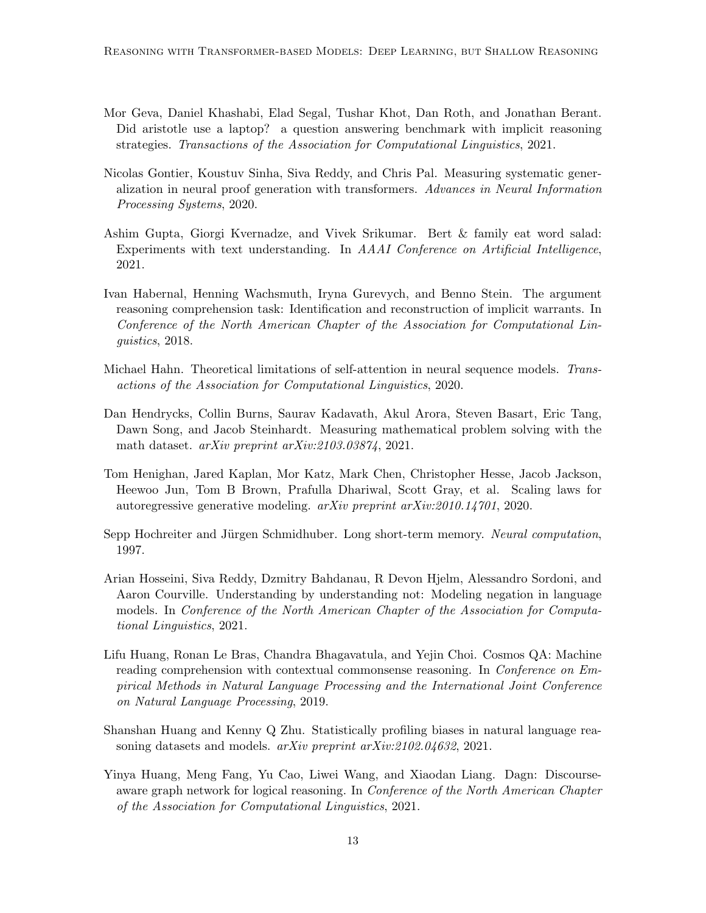Mor Geva, Daniel Khashabi, Elad Segal, Tushar Khot, Dan Roth, and Jonathan Berant. Did aristotle use a laptop? a question answering benchmark with implicit reasoning strategies. *Transactions of the Association for Computational Linguistics*, 2021.

Nicolas Gontier, Koustuv Sinha, Siva Reddy, and Chris Pal. Measuring systematic generalization in neural proof generation with transformers. *Advances in Neural Information Processing Systems*, 2020.

Ashim Gupta, Giorgi Kvernadze, and Vivek Srikumar. Bert & family eat word salad: Experiments with text understanding. In *AAAI Conference on Artificial Intelligence*, 2021.

Ivan Habernal, Henning Wachsmuth, Iryna Gurevych, and Benno Stein. The argument reasoning comprehension task: Identification and reconstruction of implicit warrants. In *Conference of the North American Chapter of the Association for Computational Linguistics*, 2018.

Michael Hahn. Theoretical limitations of self-attention in neural sequence models. *Transactions of the Association for Computational Linguistics*, 2020.

Dan Hendrycks, Collin Burns, Saurav Kadavath, Akul Arora, Steven Basart, Eric Tang, Dawn Song, and Jacob Steinhardt. Measuring mathematical problem solving with the math dataset. *arXiv preprint arXiv:2103.03874*, 2021.

Tom Henighan, Jared Kaplan, Mor Katz, Mark Chen, Christopher Hesse, Jacob Jackson, Heewoo Jun, Tom B Brown, Prafulla Dhariwal, Scott Gray, et al. Scaling laws for autoregressive generative modeling. *arXiv preprint arXiv:2010.14701*, 2020.

Sepp Hochreiter and Jürgen Schmidhuber. Long short-term memory. *Neural computation*, 1997.

Arian Hosseini, Siva Reddy, Dzmitry Bahdanau, R Devon Hjelm, Alessandro Sordoni, and Aaron Courville. Understanding by understanding not: Modeling negation in language models. In *Conference of the North American Chapter of the Association for Computational Linguistics*, 2021.

Lifu Huang, Ronan Le Bras, Chandra Bhagavatula, and Yejin Choi. Cosmos QA: Machine reading comprehension with contextual commonsense reasoning. In *Conference on Empirical Methods in Natural Language Processing and the International Joint Conference on Natural Language Processing*, 2019.

Shanshan Huang and Kenny Q Zhu. Statistically profiling biases in natural language reasoning datasets and models. *arXiv preprint arXiv:2102.04632*, 2021.

Yinya Huang, Meng Fang, Yu Cao, Liwei Wang, and Xiaodan Liang. Dagn: Discourse-aware graph network for logical reasoning. In *Conference of the North American Chapter of the Association for Computational Linguistics*, 2021.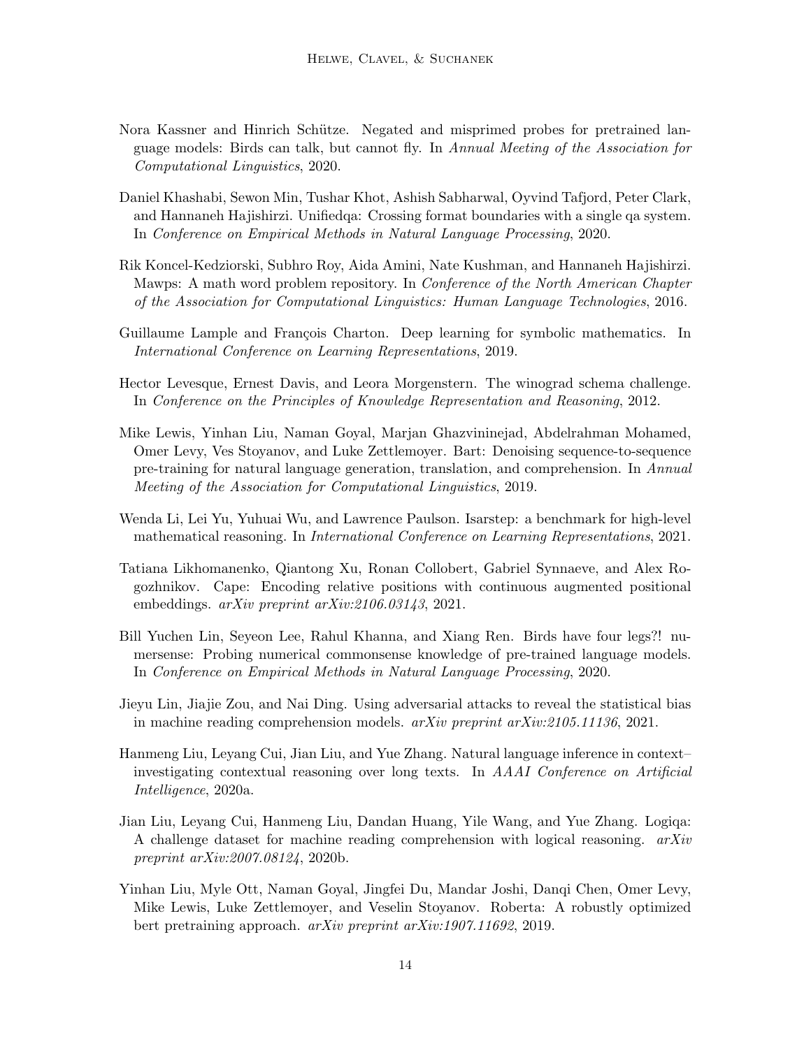Nora Kassner and Hinrich Schütze. Negated and misprimed probes for pretrained language models: Birds can talk, but cannot fly. In *Annual Meeting of the Association for Computational Linguistics*, 2020.

Daniel Khashabi, Sewon Min, Tushar Khot, Ashish Sabharwal, Oyvind Tafjord, Peter Clark, and Hannaneh Hajishirzi. Unifiedqa: Crossing format boundaries with a single qa system. In *Conference on Empirical Methods in Natural Language Processing*, 2020.

Rik Koncel-Kedziorski, Subhro Roy, Aida Amini, Nate Kushman, and Hannaneh Hajishirzi. Mawps: A math word problem repository. In *Conference of the North American Chapter of the Association for Computational Linguistics: Human Language Technologies*, 2016.

Guillaume Lample and François Charton. Deep learning for symbolic mathematics. In *International Conference on Learning Representations*, 2019.

Hector Levesque, Ernest Davis, and Leora Morgenstern. The winograd schema challenge. In *Conference on the Principles of Knowledge Representation and Reasoning*, 2012.

Mike Lewis, Yinhan Liu, Naman Goyal, Marjan Ghazvininejad, Abdelrahman Mohamed, Omer Levy, Ves Stoyanov, and Luke Zettlemoyer. Bart: Denoising sequence-to-sequence pre-training for natural language generation, translation, and comprehension. In *Annual Meeting of the Association for Computational Linguistics*, 2019.

Wenda Li, Lei Yu, Yuhuai Wu, and Lawrence Paulson. Isarstep: a benchmark for high-level mathematical reasoning. In *International Conference on Learning Representations*, 2021.

Tatiana Likhomanenko, Qiantong Xu, Ronan Collobert, Gabriel Synnaeve, and Alex Rogozhnikov. Cape: Encoding relative positions with continuous augmented positional embeddings. *arXiv preprint arXiv:2106.03143*, 2021.

Bill Yuchen Lin, Seyeon Lee, Rahul Khanna, and Xiang Ren. Birds have four legs?! numersense: Probing numerical commonsense knowledge of pre-trained language models. In *Conference on Empirical Methods in Natural Language Processing*, 2020.

Jieyu Lin, Jiajie Zou, and Nai Ding. Using adversarial attacks to reveal the statistical bias in machine reading comprehension models. *arXiv preprint arXiv:2105.11136*, 2021.

Hanmeng Liu, Leyang Cui, Jian Liu, and Yue Zhang. Natural language inference in context–investigating contextual reasoning over long texts. In *AAAI Conference on Artificial Intelligence*, 2020a.

Jian Liu, Leyang Cui, Hanmeng Liu, Dandan Huang, Yile Wang, and Yue Zhang. Logiqa: A challenge dataset for machine reading comprehension with logical reasoning. *arXiv preprint arXiv:2007.08124*, 2020b.

Yinhan Liu, Myle Ott, Naman Goyal, Jingfei Du, Mandar Joshi, Danqi Chen, Omer Levy, Mike Lewis, Luke Zettlemoyer, and Veselin Stoyanov. Roberta: A robustly optimized bert pretraining approach. *arXiv preprint arXiv:1907.11692*, 2019.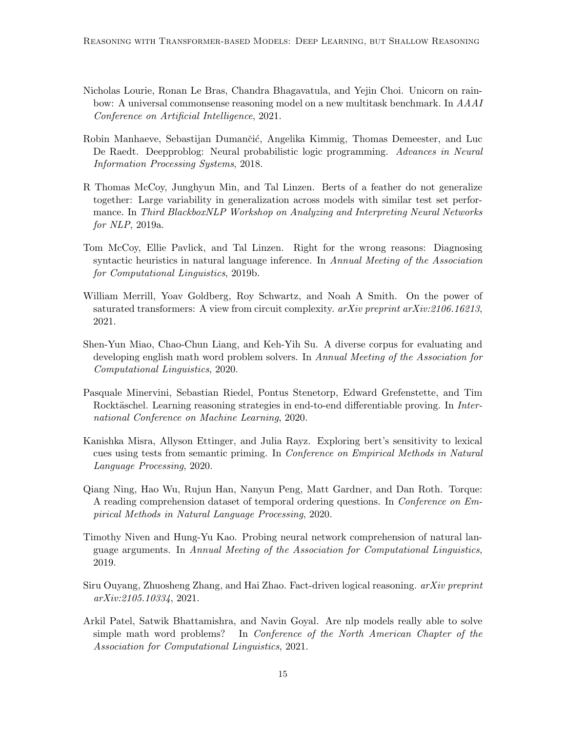Nicholas Lourie, Ronan Le Bras, Chandra Bhagavatula, and Yejin Choi. Unicorn on rainbow: A universal commonsense reasoning model on a new multitask benchmark. In *AAAI Conference on Artificial Intelligence*, 2021.

Robin Manhaeve, Sebastijan Dumančić, Angelika Kimmig, Thomas Demeester, and Luc De Raedt. Deepproblog: Neural probabilistic logic programming. *Advances in Neural Information Processing Systems*, 2018.

R Thomas McCoy, Junghyun Min, and Tal Linzen. Berts of a feather do not generalize together: Large variability in generalization across models with similar test set performance. In *Third BlackboxNLP Workshop on Analyzing and Interpreting Neural Networks for NLP*, 2019a.

Tom McCoy, Ellie Pavlick, and Tal Linzen. Right for the wrong reasons: Diagnosing syntactic heuristics in natural language inference. In *Annual Meeting of the Association for Computational Linguistics*, 2019b.

William Merrill, Yoav Goldberg, Roy Schwartz, and Noah A Smith. On the power of saturated transformers: A view from circuit complexity. *arXiv preprint arXiv:2106.16213*, 2021.

Shen-Yun Miao, Chao-Chun Liang, and Keh-Yih Su. A diverse corpus for evaluating and developing english math word problem solvers. In *Annual Meeting of the Association for Computational Linguistics*, 2020.

Pasquale Minervini, Sebastian Riedel, Pontus Stenetorp, Edward Grefenstette, and Tim Rocktäschel. Learning reasoning strategies in end-to-end differentiable proving. In *International Conference on Machine Learning*, 2020.

Kanishka Misra, Allyson Ettinger, and Julia Rayz. Exploring bert's sensitivity to lexical cues using tests from semantic priming. In *Conference on Empirical Methods in Natural Language Processing*, 2020.

Qiang Ning, Hao Wu, Rujun Han, Nanyun Peng, Matt Gardner, and Dan Roth. Torque: A reading comprehension dataset of temporal ordering questions. In *Conference on Empirical Methods in Natural Language Processing*, 2020.

Timothy Niven and Hung-Yu Kao. Probing neural network comprehension of natural language arguments. In *Annual Meeting of the Association for Computational Linguistics*, 2019.

Siru Ouyang, Zhuosheng Zhang, and Hai Zhao. Fact-driven logical reasoning. *arXiv preprint arXiv:2105.10334*, 2021.

Arkil Patel, Satwik Bhattamishra, and Navin Goyal. Are nlp models really able to solve simple math word problems? In *Conference of the North American Chapter of the Association for Computational Linguistics*, 2021.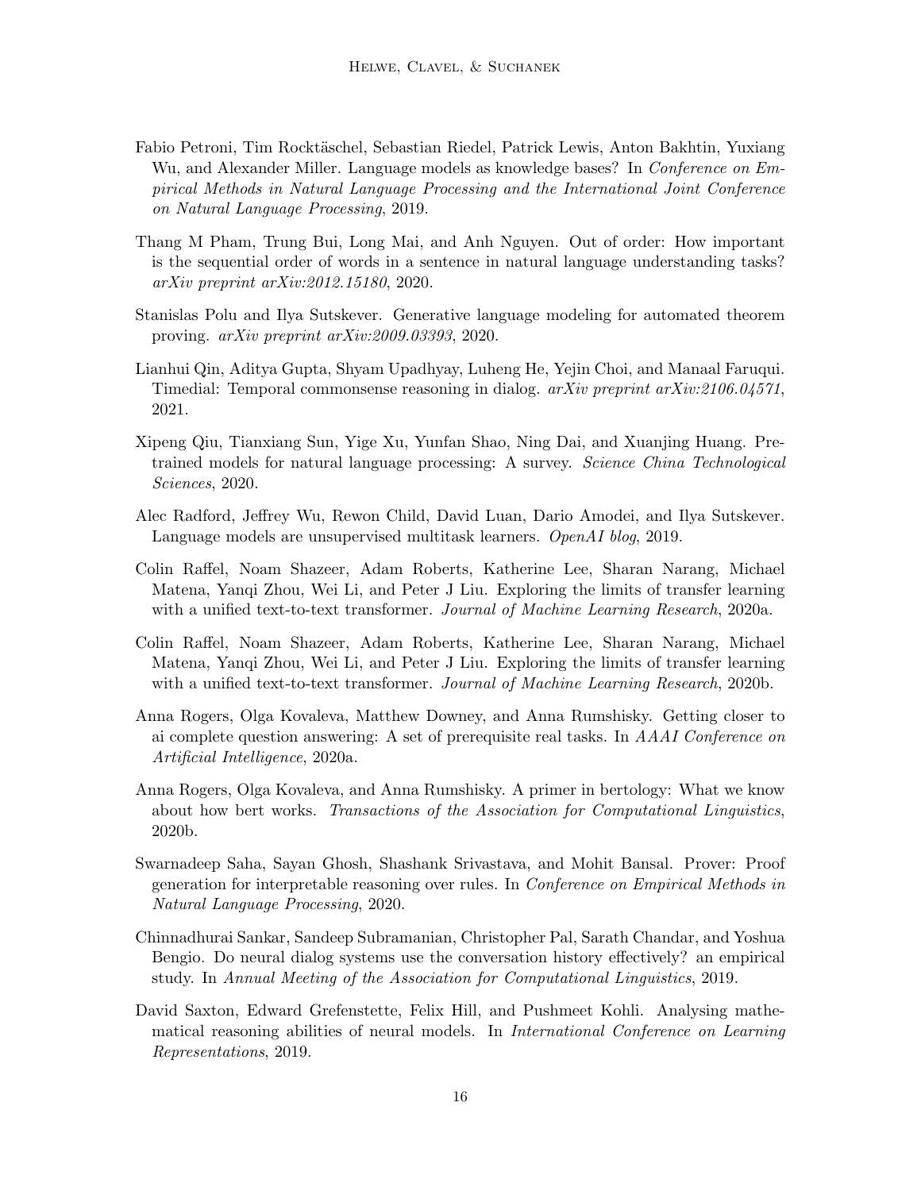Fabio Petroni, Tim Rocktäschel, Sebastian Riedel, Patrick Lewis, Anton Bakhtin, Yuxiang Wu, and Alexander Miller. Language models as knowledge bases? In *Conference on Empirical Methods in Natural Language Processing and the International Joint Conference on Natural Language Processing*, 2019.

Thang M Pham, Trung Bui, Long Mai, and Anh Nguyen. Out of order: How important is the sequential order of words in a sentence in natural language understanding tasks? *arXiv preprint arXiv:2012.15180*, 2020.

Stanislas Polu and Ilya Sutskever. Generative language modeling for automated theorem proving. *arXiv preprint arXiv:2009.03393*, 2020.

Lianhui Qin, Aditya Gupta, Shyam Upadhyay, Luheng He, Yejin Choi, and Manaal Faruqui. Timedial: Temporal commonsense reasoning in dialog. *arXiv preprint arXiv:2106.04571*, 2021.

Xipeng Qiu, Tianxiang Sun, Yige Xu, Yunfan Shao, Ning Dai, and Xuanjing Huang. Pre-trained models for natural language processing: A survey. *Science China Technological Sciences*, 2020.

Alec Radford, Jeffrey Wu, Rewon Child, David Luan, Dario Amodei, and Ilya Sutskever. Language models are unsupervised multitask learners. *OpenAI blog*, 2019.

Colin Raffel, Noam Shazeer, Adam Roberts, Katherine Lee, Sharan Narang, Michael Matena, Yanqi Zhou, Wei Li, and Peter J Liu. Exploring the limits of transfer learning with a unified text-to-text transformer. *Journal of Machine Learning Research*, 2020a.

Colin Raffel, Noam Shazeer, Adam Roberts, Katherine Lee, Sharan Narang, Michael Matena, Yanqi Zhou, Wei Li, and Peter J Liu. Exploring the limits of transfer learning with a unified text-to-text transformer. *Journal of Machine Learning Research*, 2020b.

Anna Rogers, Olga Kovaleva, Matthew Downey, and Anna Rumshisky. Getting closer to ai complete question answering: A set of prerequisite real tasks. In *AAAI Conference on Artificial Intelligence*, 2020a.

Anna Rogers, Olga Kovaleva, and Anna Rumshisky. A primer in bertology: What we know about how bert works. *Transactions of the Association for Computational Linguistics*, 2020b.

Swarnadeep Saha, Sayan Ghosh, Shashank Srivastava, and Mohit Bansal. Prover: Proof generation for interpretable reasoning over rules. In *Conference on Empirical Methods in Natural Language Processing*, 2020.

Chinnadhurai Sankar, Sandeep Subramanian, Christopher Pal, Sarath Chandar, and Yoshua Bengio. Do neural dialog systems use the conversation history effectively? an empirical study. In *Annual Meeting of the Association for Computational Linguistics*, 2019.

David Saxton, Edward Grefenstette, Felix Hill, and Pushmeet Kohli. Analysing mathematical reasoning abilities of neural models. In *International Conference on Learning Representations*, 2019.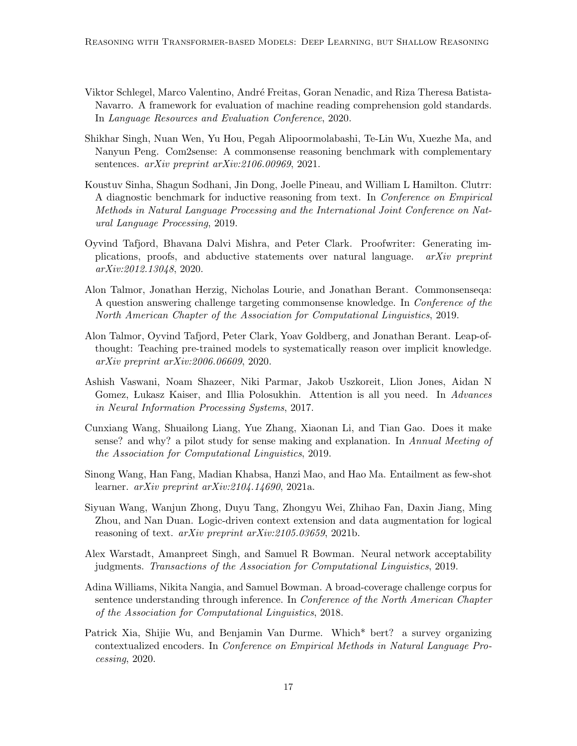Viktor Schlegel, Marco Valentino, André Freitas, Goran Nenadic, and Riza Theresa Batista-Navarro. A framework for evaluation of machine reading comprehension gold standards. In *Language Resources and Evaluation Conference*, 2020.

Shikhar Singh, Nuan Wen, Yu Hou, Pegah Alipoormolabashi, Te-Lin Wu, Xuezhe Ma, and Nanyun Peng. Com2sense: A commonsense reasoning benchmark with complementary sentences. *arXiv preprint arXiv:2106.00969*, 2021.

Koustuv Sinha, Shagun Sodhani, Jin Dong, Joelle Pineau, and William L Hamilton. Clutrr: A diagnostic benchmark for inductive reasoning from text. In *Conference on Empirical Methods in Natural Language Processing and the International Joint Conference on Natural Language Processing*, 2019.

Oyvind Tafjord, Bhavana Dalvi Mishra, and Peter Clark. Proofwriter: Generating implications, proofs, and abductive statements over natural language. *arXiv preprint arXiv:2012.13048*, 2020.

Alon Talmor, Jonathan Herzig, Nicholas Lourie, and Jonathan Berant. Commonsenseqa: A question answering challenge targeting commonsense knowledge. In *Conference of the North American Chapter of the Association for Computational Linguistics*, 2019.

Alon Talmor, Oyvind Tafjord, Peter Clark, Yoav Goldberg, and Jonathan Berant. Leap-of-thought: Teaching pre-trained models to systematically reason over implicit knowledge. *arXiv preprint arXiv:2006.06609*, 2020.

Ashish Vaswani, Noam Shazeer, Niki Parmar, Jakob Uszkoreit, Llion Jones, Aidan N Gomez, Łukasz Kaiser, and Illia Polosukhin. Attention is all you need. In *Advances in Neural Information Processing Systems*, 2017.

Cunxiang Wang, Shuailong Liang, Yue Zhang, Xiaonan Li, and Tian Gao. Does it make sense? and why? a pilot study for sense making and explanation. In *Annual Meeting of the Association for Computational Linguistics*, 2019.

Sinong Wang, Han Fang, Madian Khabsa, Hanzi Mao, and Hao Ma. Entailment as few-shot learner. *arXiv preprint arXiv:2104.14690*, 2021a.

Siyuan Wang, Wanjun Zhong, Duyu Tang, Zhongyu Wei, Zhihao Fan, Daxin Jiang, Ming Zhou, and Nan Duan. Logic-driven context extension and data augmentation for logical reasoning of text. *arXiv preprint arXiv:2105.03659*, 2021b.

Alex Warstadt, Amanpreet Singh, and Samuel R Bowman. Neural network acceptability judgments. *Transactions of the Association for Computational Linguistics*, 2019.

Adina Williams, Nikita Nangia, and Samuel Bowman. A broad-coverage challenge corpus for sentence understanding through inference. In *Conference of the North American Chapter of the Association for Computational Linguistics*, 2018.

Patrick Xia, Shijie Wu, and Benjamin Van Durme. Which* bert? a survey organizing contextualized encoders. In *Conference on Empirical Methods in Natural Language Processing*, 2020.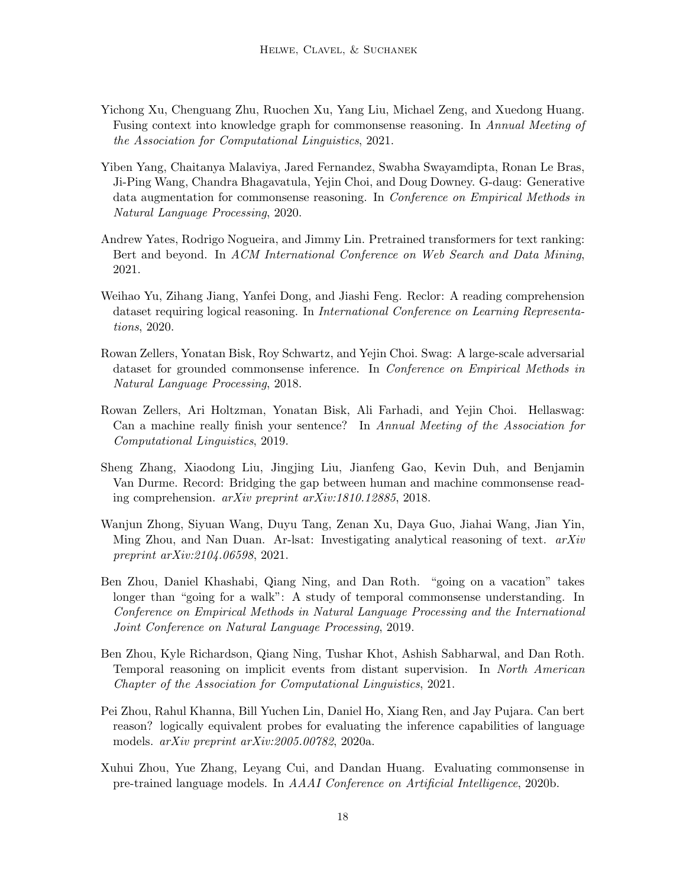Yichong Xu, Chenguang Zhu, Ruochen Xu, Yang Liu, Michael Zeng, and Xuedong Huang. Fusing context into knowledge graph for commonsense reasoning. In *Annual Meeting of the Association for Computational Linguistics*, 2021.

Yiben Yang, Chaitanya Malaviya, Jared Fernandez, Swabha Swayamdipta, Ronan Le Bras, Ji-Ping Wang, Chandra Bhagavatula, Yejin Choi, and Doug Downey. G-daug: Generative data augmentation for commonsense reasoning. In *Conference on Empirical Methods in Natural Language Processing*, 2020.

Andrew Yates, Rodrigo Nogueira, and Jimmy Lin. Pretrained transformers for text ranking: Bert and beyond. In *ACM International Conference on Web Search and Data Mining*, 2021.

Weihao Yu, Zihang Jiang, Yanfei Dong, and Jiashi Feng. Reclor: A reading comprehension dataset requiring logical reasoning. In *International Conference on Learning Representations*, 2020.

Rowan Zellers, Yonatan Bisk, Roy Schwartz, and Yejin Choi. Swag: A large-scale adversarial dataset for grounded commonsense inference. In *Conference on Empirical Methods in Natural Language Processing*, 2018.

Rowan Zellers, Ari Holtzman, Yonatan Bisk, Ali Farhadi, and Yejin Choi. Hellaswag: Can a machine really finish your sentence? In *Annual Meeting of the Association for Computational Linguistics*, 2019.

Sheng Zhang, Xiaodong Liu, Jingjing Liu, Jianfeng Gao, Kevin Duh, and Benjamin Van Durme. Record: Bridging the gap between human and machine commonsense reading comprehension. *arXiv preprint arXiv:1810.12885*, 2018.

Wanjun Zhong, Siyuan Wang, Duyu Tang, Zenan Xu, Daya Guo, Jiahai Wang, Jian Yin, Ming Zhou, and Nan Duan. Ar-lsat: Investigating analytical reasoning of text. *arXiv preprint arXiv:2104.06598*, 2021.

Ben Zhou, Daniel Khashabi, Qiang Ning, and Dan Roth. "going on a vacation" takes longer than "going for a walk": A study of temporal commonsense understanding. In *Conference on Empirical Methods in Natural Language Processing and the International Joint Conference on Natural Language Processing*, 2019.

Ben Zhou, Kyle Richardson, Qiang Ning, Tushar Khot, Ashish Sabharwal, and Dan Roth. Temporal reasoning on implicit events from distant supervision. In *North American Chapter of the Association for Computational Linguistics*, 2021.

Pei Zhou, Rahul Khanna, Bill Yuchen Lin, Daniel Ho, Xiang Ren, and Jay Pujara. Can bert reason? logically equivalent probes for evaluating the inference capabilities of language models. *arXiv preprint arXiv:2005.00782*, 2020a.

Xuhui Zhou, Yue Zhang, Leyang Cui, and Dandan Huang. Evaluating commonsense in pre-trained language models. In *AAAI Conference on Artificial Intelligence*, 2020b.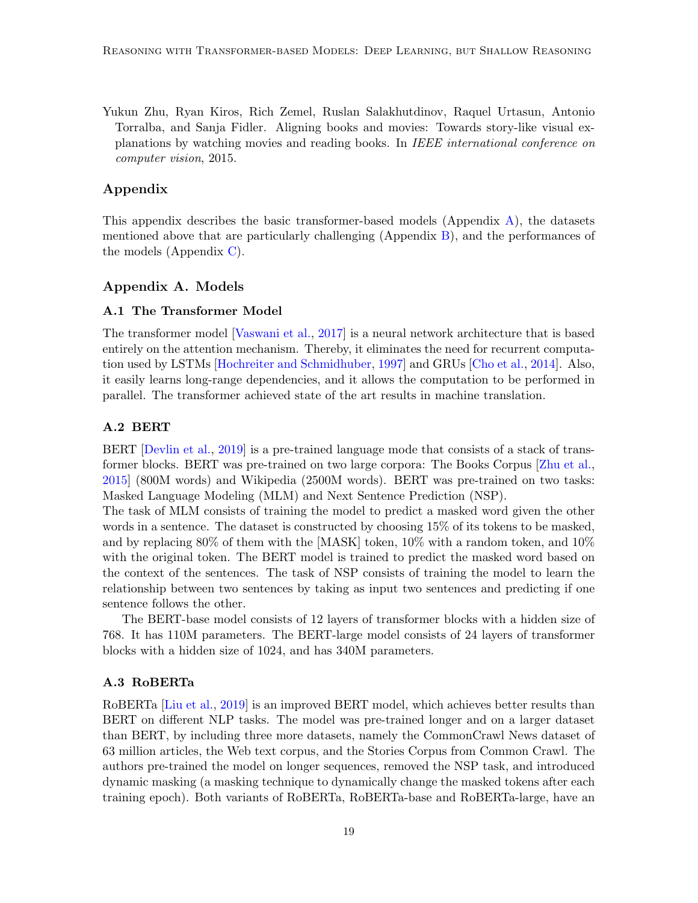Yukun Zhu, Ryan Kiros, Rich Zemel, Ruslan Salakhutdinov, Raquel Urtasun, Antonio Torralba, and Sanja Fidler. Aligning books and movies: Towards story-like visual explanations by watching movies and reading books. In *IEEE international conference on computer vision*, 2015.

## Appendix

This appendix describes the basic transformer-based models (Appendix A), the datasets mentioned above that are particularly challenging (Appendix B), and the performances of the models (Appendix C).

## Appendix A. Models

### A.1 The Transformer Model

The transformer model [Vaswani et al., 2017] is a neural network architecture that is based entirely on the attention mechanism. Thereby, it eliminates the need for recurrent computation used by LSTMs [Hochreiter and Schmidhuber, 1997] and GRUs [Cho et al., 2014]. Also, it easily learns long-range dependencies, and it allows the computation to be performed in parallel. The transformer achieved state of the art results in machine translation.

### A.2 BERT

BERT [Devlin et al., 2019] is a pre-trained language mode that consists of a stack of transformer blocks. BERT was pre-trained on two large corpora: The Books Corpus [Zhu et al., 2015] (800M words) and Wikipedia (2500M words). BERT was pre-trained on two tasks: Masked Language Modeling (MLM) and Next Sentence Prediction (NSP).
The task of MLM consists of training the model to predict a masked word given the other words in a sentence. The dataset is constructed by choosing 15% of its tokens to be masked, and by replacing 80% of them with the [MASK] token, 10% with a random token, and 10% with the original token. The BERT model is trained to predict the masked word based on the context of the sentences. The task of NSP consists of training the model to learn the relationship between two sentences by taking as input two sentences and predicting if one sentence follows the other.

The BERT-base model consists of 12 layers of transformer blocks with a hidden size of 768. It has 110M parameters. The BERT-large model consists of 24 layers of transformer blocks with a hidden size of 1024, and has 340M parameters.

### A.3 RoBERTa

RoBERTa [Liu et al., 2019] is an improved BERT model, which achieves better results than BERT on different NLP tasks. The model was pre-trained longer and on a larger dataset than BERT, by including three more datasets, namely the CommonCrawl News dataset of 63 million articles, the Web text corpus, and the Stories Corpus from Common Crawl. The authors pre-trained the model on longer sequences, removed the NSP task, and introduced dynamic masking (a masking technique to dynamically change the masked tokens after each training epoch). Both variants of RoBERTa, RoBERTa-base and RoBERTa-large, have an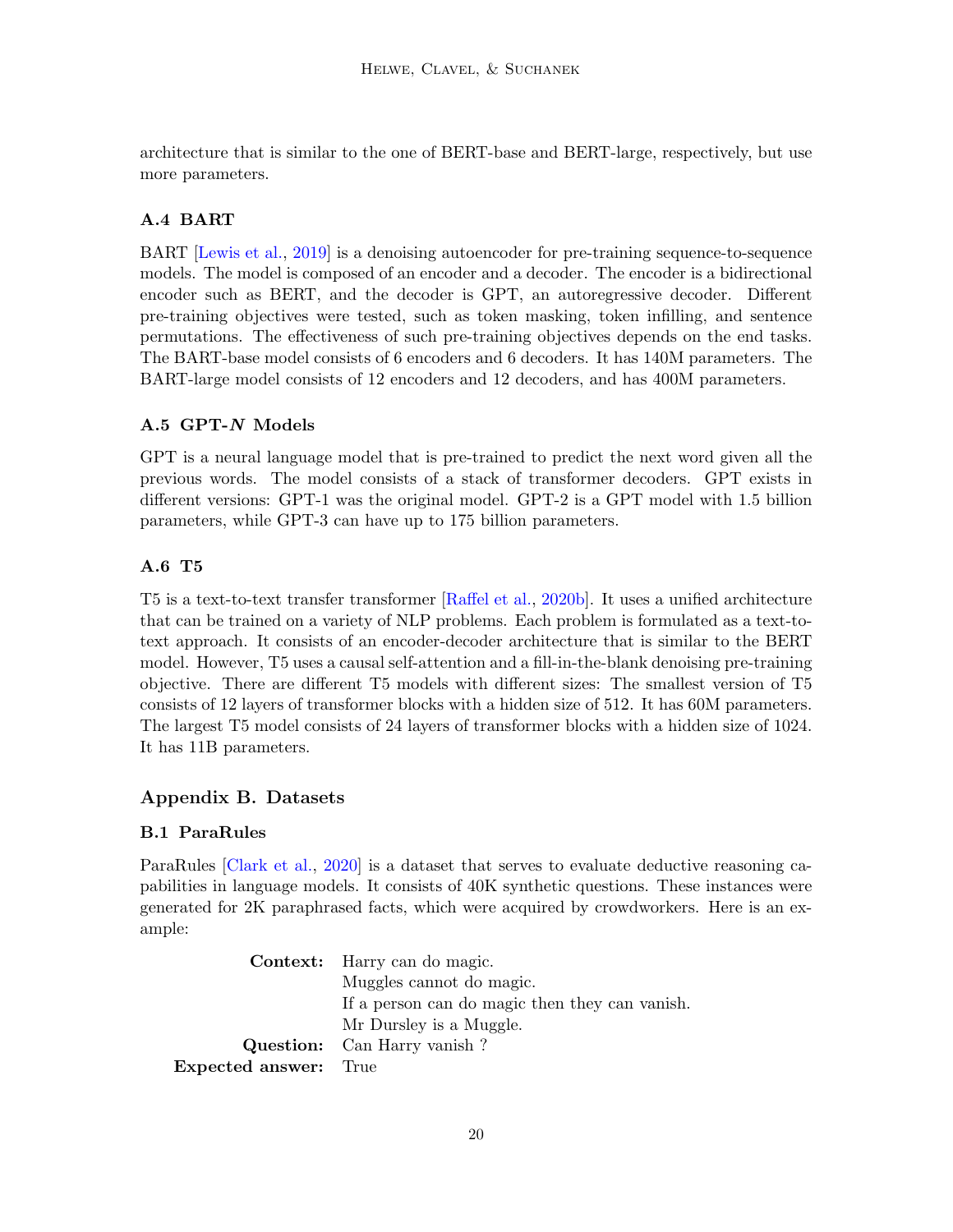architecture that is similar to the one of BERT-base and BERT-large, respectively, but use more parameters.

### A.4 BART

BART [Lewis et al., 2019] is a denoising autoencoder for pre-training sequence-to-sequence models. The model is composed of an encoder and a decoder. The encoder is a bidirectional encoder such as BERT, and the decoder is GPT, an autoregressive decoder. Different pre-training objectives were tested, such as token masking, token infilling, and sentence permutations. The effectiveness of such pre-training objectives depends on the end tasks. The BART-base model consists of 6 encoders and 6 decoders. It has 140M parameters. The BART-large model consists of 12 encoders and 12 decoders, and has 400M parameters.

### A.5 GPT-*N* Models

GPT is a neural language model that is pre-trained to predict the next word given all the previous words. The model consists of a stack of transformer decoders. GPT exists in different versions: GPT-1 was the original model. GPT-2 is a GPT model with 1.5 billion parameters, while GPT-3 can have up to 175 billion parameters.

### A.6 T5

T5 is a text-to-text transfer transformer [Raffel et al., 2020b]. It uses a unified architecture that can be trained on a variety of NLP problems. Each problem is formulated as a text-to-text approach. It consists of an encoder-decoder architecture that is similar to the BERT model. However, T5 uses a causal self-attention and a fill-in-the-blank denoising pre-training objective. There are different T5 models with different sizes: The smallest version of T5 consists of 12 layers of transformer blocks with a hidden size of 512. It has 60M parameters. The largest T5 model consists of 24 layers of transformer blocks with a hidden size of 1024. It has 11B parameters.

## Appendix B. Datasets

### B.1 ParaRules

ParaRules [Clark et al., 2020] is a dataset that serves to evaluate deductive reasoning capabilities in language models. It consists of 40K synthetic questions. These instances were generated for 2K paraphrased facts, which were acquired by crowdworkers. Here is an example:

**Context:** Harry can do magic.
Muggles cannot do magic.
If a person can do magic then they can vanish.
Mr Dursley is a Muggle.
**Question:** Can Harry vanish ?
**Expected answer:** True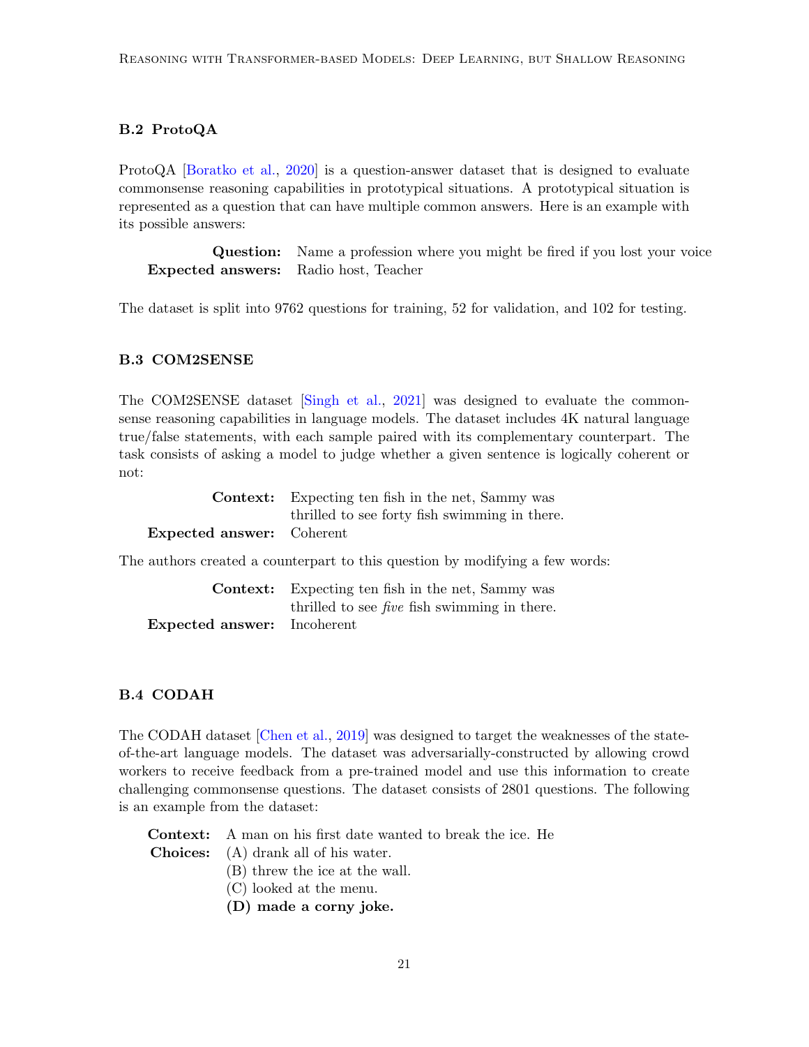### B.2 ProtoQA

ProtoQA [Boratko et al., 2020] is a question-answer dataset that is designed to evaluate commonsense reasoning capabilities in prototypical situations. A prototypical situation is represented as a question that can have multiple common answers. Here is an example with its possible answers:

**Question:** Name a profession where you might be fired if you lost your voice
**Expected answers:** Radio host, Teacher

The dataset is split into 9762 questions for training, 52 for validation, and 102 for testing.

### B.3 COM2SENSE

The COM2SENSE dataset [Singh et al., 2021] was designed to evaluate the commonsense reasoning capabilities in language models. The dataset includes 4K natural language true/false statements, with each sample paired with its complementary counterpart. The task consists of asking a model to judge whether a given sentence is logically coherent or not:

**Context:** Expecting ten fish in the net, Sammy was thrilled to see forty fish swimming in there.
**Expected answer:** Coherent

The authors created a counterpart to this question by modifying a few words:

**Context:** Expecting ten fish in the net, Sammy was thrilled to see *five* fish swimming in there.
**Expected answer:** Incoherent

### B.4 CODAH

The CODAH dataset [Chen et al., 2019] was designed to target the weaknesses of the state-of-the-art language models. The dataset was adversarially-constructed by allowing crowd workers to receive feedback from a pre-trained model and use this information to create challenging commonsense questions. The dataset consists of 2801 questions. The following is an example from the dataset:

**Context:** A man on his first date wanted to break the ice. He
**Choices:** (A) drank all of his water.
(B) threw the ice at the wall.
(C) looked at the menu.
**(D) made a corny joke.**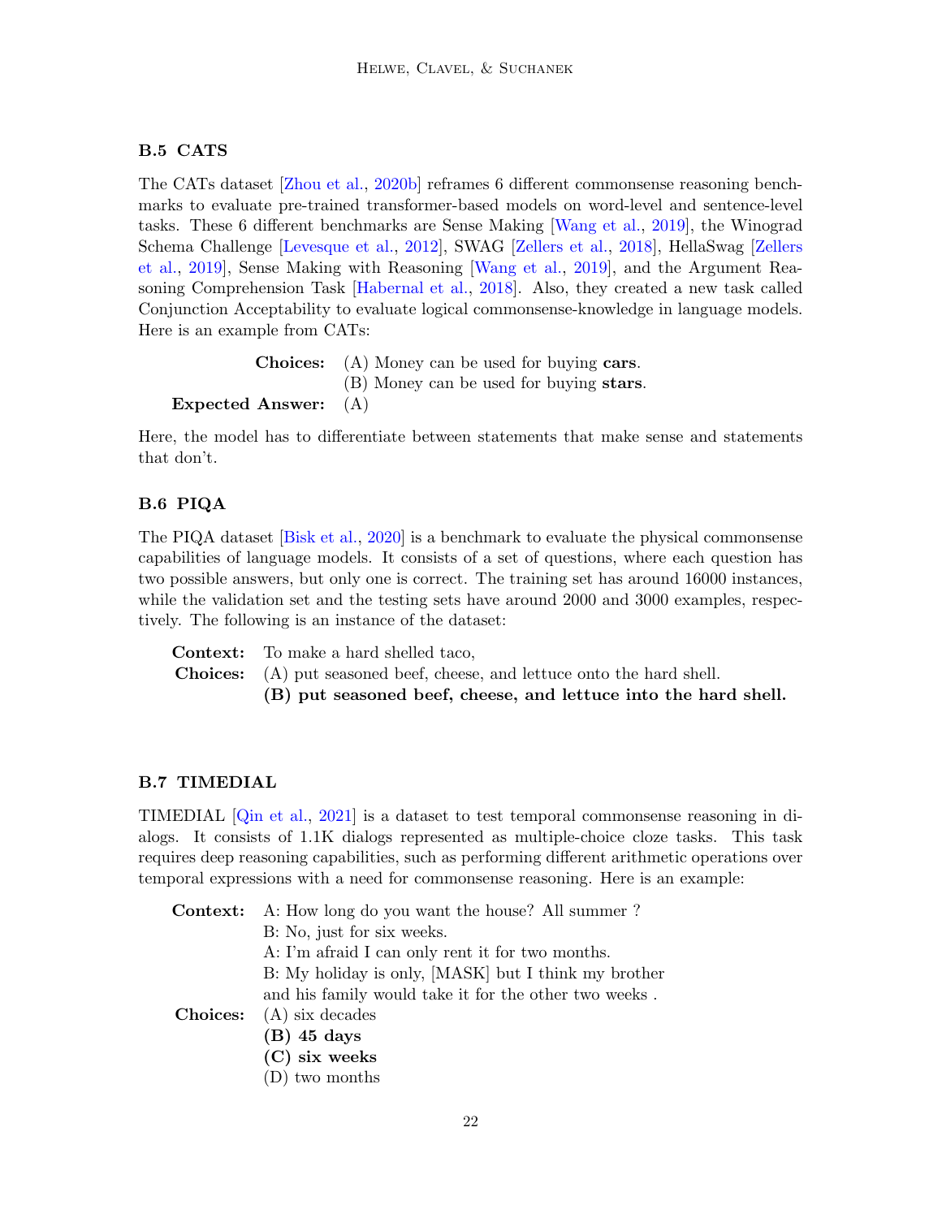### B.5 CATS

The CATs dataset [Zhou et al., 2020b] reframes 6 different commonsense reasoning benchmarks to evaluate pre-trained transformer-based models on word-level and sentence-level tasks. These 6 different benchmarks are Sense Making [Wang et al., 2019], the Winograd Schema Challenge [Levesque et al., 2012], SWAG [Zellers et al., 2018], HellaSwag [Zellers et al., 2019], Sense Making with Reasoning [Wang et al., 2019], and the Argument Reasoning Comprehension Task [Habernal et al., 2018]. Also, they created a new task called Conjunction Acceptability to evaluate logical commonsense-knowledge in language models. Here is an example from CATs:

**Choices:** (A) Money can be used for buying **cars**.
(B) Money can be used for buying **stars**.
**Expected Answer:** (A)

Here, the model has to differentiate between statements that make sense and statements that don't.

### B.6 PIQA

The PIQA dataset [Bisk et al., 2020] is a benchmark to evaluate the physical commonsense capabilities of language models. It consists of a set of questions, where each question has two possible answers, but only one is correct. The training set has around 16000 instances, while the validation set and the testing sets have around 2000 and 3000 examples, respectively. The following is an instance of the dataset:

**Context:** To make a hard shelled taco,
**Choices:** (A) put seasoned beef, cheese, and lettuce onto the hard shell.
**(B) put seasoned beef, cheese, and lettuce into the hard shell.**

### B.7 TIMEDIAL

TIMEDIAL [Qin et al., 2021] is a dataset to test temporal commonsense reasoning in dialogs. It consists of 1.1K dialogs represented as multiple-choice cloze tasks. This task requires deep reasoning capabilities, such as performing different arithmetic operations over temporal expressions with a need for commonsense reasoning. Here is an example:

**Context:** A: How long do you want the house? All summer ?
B: No, just for six weeks.
A: I'm afraid I can only rent it for two months.
B: My holiday is only, [MASK] but I think my brother and his family would take it for the other two weeks .
**Choices:** (A) six decades
**(B) 45 days**
**(C) six weeks**
(D) two months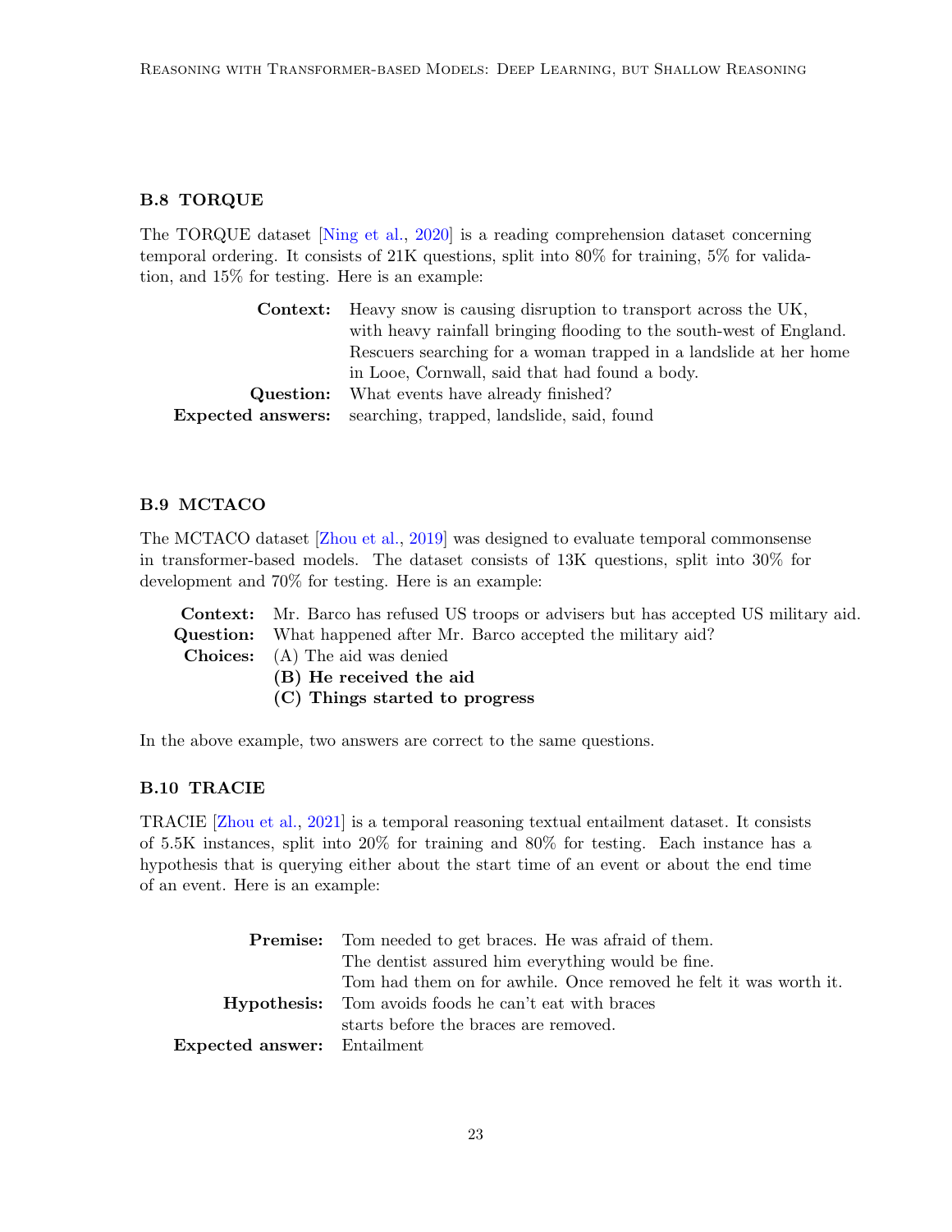### B.8 TORQUE

The TORQUE dataset [Ning et al., 2020] is a reading comprehension dataset concerning temporal ordering. It consists of 21K questions, split into 80% for training, 5% for validation, and 15% for testing. Here is an example:

**Context:** Heavy snow is causing disruption to transport across the UK, with heavy rainfall bringing flooding to the south-west of England. Rescuers searching for a woman trapped in a landslide at her home in Looe, Cornwall, said that had found a body.
**Question:** What events have already finished?
**Expected answers:** searching, trapped, landslide, said, found

### B.9 MCTACO

The MCTACO dataset [Zhou et al., 2019] was designed to evaluate temporal commonsense in transformer-based models. The dataset consists of 13K questions, split into 30% for development and 70% for testing. Here is an example:

**Context:** Mr. Barco has refused US troops or advisers but has accepted US military aid.
**Question:** What happened after Mr. Barco accepted the military aid?
**Choices:** (A) The aid was denied
**(B) He received the aid**
**(C) Things started to progress**

In the above example, two answers are correct to the same questions.

### B.10 TRACIE

TRACIE [Zhou et al., 2021] is a temporal reasoning textual entailment dataset. It consists of 5.5K instances, split into 20% for training and 80% for testing. Each instance has a hypothesis that is querying either about the start time of an event or about the end time of an event. Here is an example:

**Premise:** Tom needed to get braces. He was afraid of them. The dentist assured him everything would be fine. Tom had them on for awhile. Once removed he felt it was worth it.
**Hypothesis:** Tom avoids foods he can't eat with braces starts before the braces are removed.
**Expected answer:** Entailment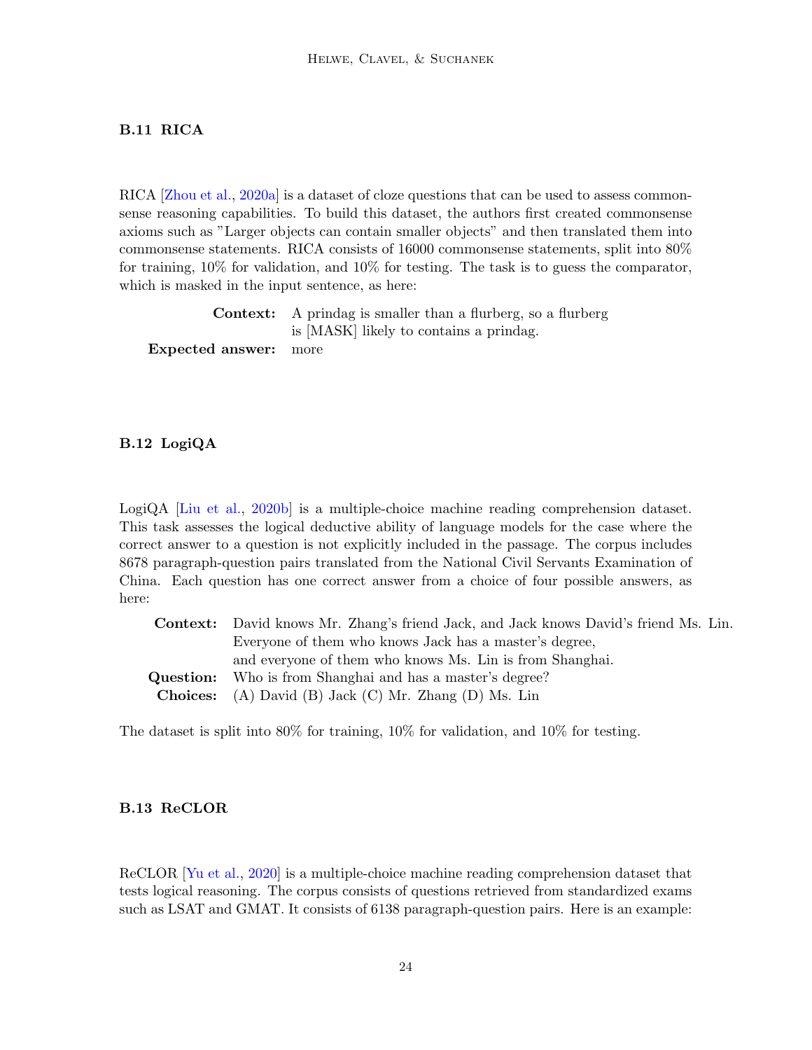### B.11 RICA

RICA [Zhou et al., 2020a] is a dataset of cloze questions that can be used to assess commonsense reasoning capabilities. To build this dataset, the authors first created commonsense axioms such as "Larger objects can contain smaller objects" and then translated them into commonsense statements. RICA consists of 16000 commonsense statements, split into 80% for training, 10% for validation, and 10% for testing. The task is to guess the comparator, which is masked in the input sentence, as here:

**Context:** A prindag is smaller than a flurberg, so a flurberg is [MASK] likely to contains a prindag.
**Expected answer:** more

### B.12 LogiQA

LogiQA [Liu et al., 2020b] is a multiple-choice machine reading comprehension dataset. This task assesses the logical deductive ability of language models for the case where the correct answer to a question is not explicitly included in the passage. The corpus includes 8678 paragraph-question pairs translated from the National Civil Servants Examination of China. Each question has one correct answer from a choice of four possible answers, as here:

**Context:** David knows Mr. Zhang's friend Jack, and Jack knows David's friend Ms. Lin. Everyone of them who knows Jack has a master's degree, and everyone of them who knows Ms. Lin is from Shanghai.
**Question:** Who is from Shanghai and has a master's degree?
**Choices:** (A) David (B) Jack (C) Mr. Zhang (D) Ms. Lin

The dataset is split into 80% for training, 10% for validation, and 10% for testing.

### B.13 ReCLOR

ReCLOR [Yu et al., 2020] is a multiple-choice machine reading comprehension dataset that tests logical reasoning. The corpus consists of questions retrieved from standardized exams such as LSAT and GMAT. It consists of 6138 paragraph-question pairs. Here is an example: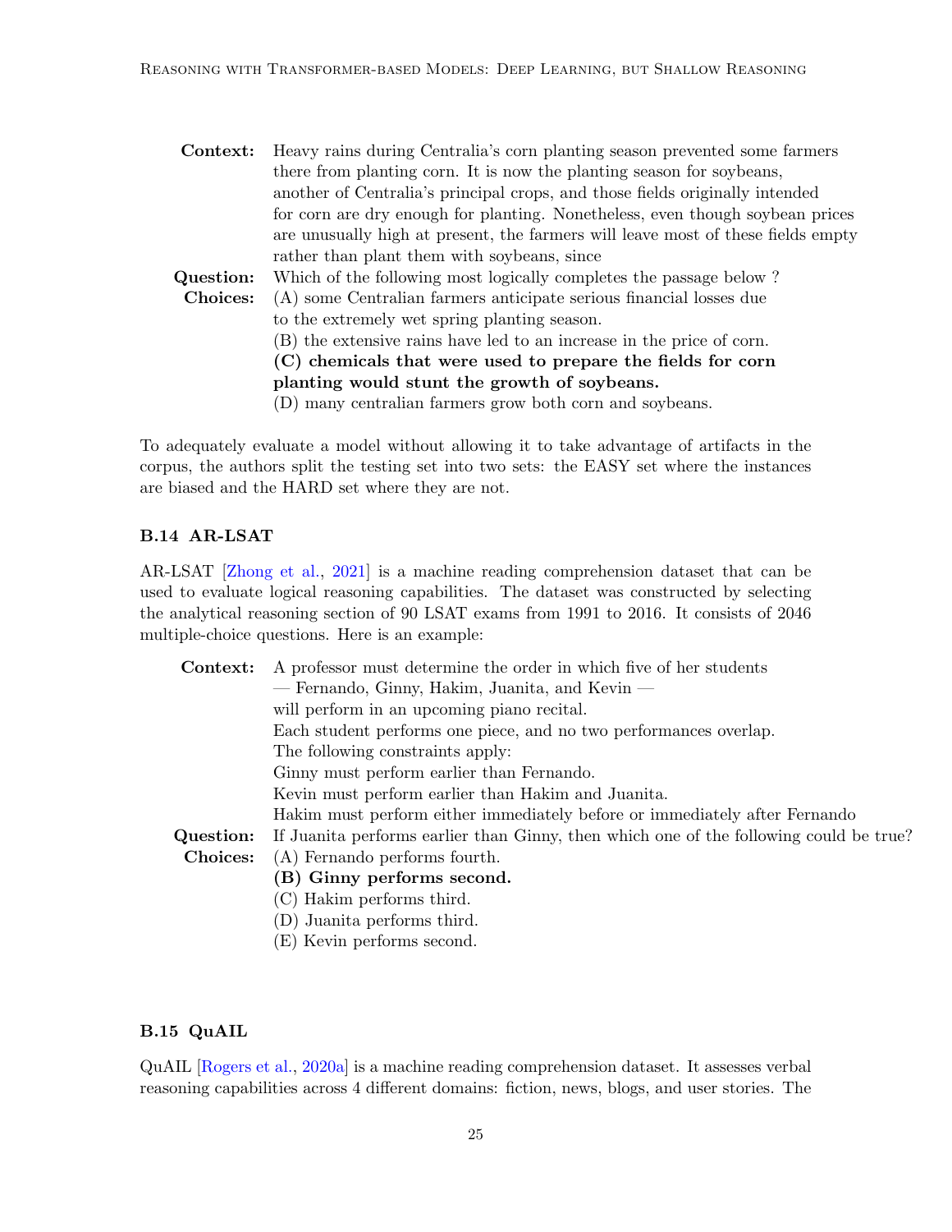**Context:** Heavy rains during Centralia's corn planting season prevented some farmers there from planting corn. It is now the planting season for soybeans, another of Centralia's principal crops, and those fields originally intended for corn are dry enough for planting. Nonetheless, even though soybean prices are unusually high at present, the farmers will leave most of these fields empty rather than plant them with soybeans, since

**Question:** Which of the following most logically completes the passage below ?

**Choices:** (A) some Centralian farmers anticipate serious financial losses due to the extremely wet spring planting season.
(B) the extensive rains have led to an increase in the price of corn.
**(C) chemicals that were used to prepare the fields for corn planting would stunt the growth of soybeans.**
(D) many centralian farmers grow both corn and soybeans.

To adequately evaluate a model without allowing it to take advantage of artifacts in the corpus, the authors split the testing set into two sets: the EASY set where the instances are biased and the HARD set where they are not.

### B.14 AR-LSAT

AR-LSAT [Zhong et al., 2021] is a machine reading comprehension dataset that can be used to evaluate logical reasoning capabilities. The dataset was constructed by selecting the analytical reasoning section of 90 LSAT exams from 1991 to 2016. It consists of 2046 multiple-choice questions. Here is an example:

**Context:** A professor must determine the order in which five of her students — Fernando, Ginny, Hakim, Juanita, and Kevin — will perform in an upcoming piano recital.
Each student performs one piece, and no two performances overlap.
The following constraints apply:
Ginny must perform earlier than Fernando.
Kevin must perform earlier than Hakim and Juanita.
Hakim must perform either immediately before or immediately after Fernando

**Question:** If Juanita performs earlier than Ginny, then which one of the following could be true?

**Choices:** (A) Fernando performs fourth.
**(B) Ginny performs second.**
(C) Hakim performs third.
(D) Juanita performs third.
(E) Kevin performs second.

### B.15 QuAIL

QuAIL [Rogers et al., 2020a] is a machine reading comprehension dataset. It assesses verbal reasoning capabilities across 4 different domains: fiction, news, blogs, and user stories. The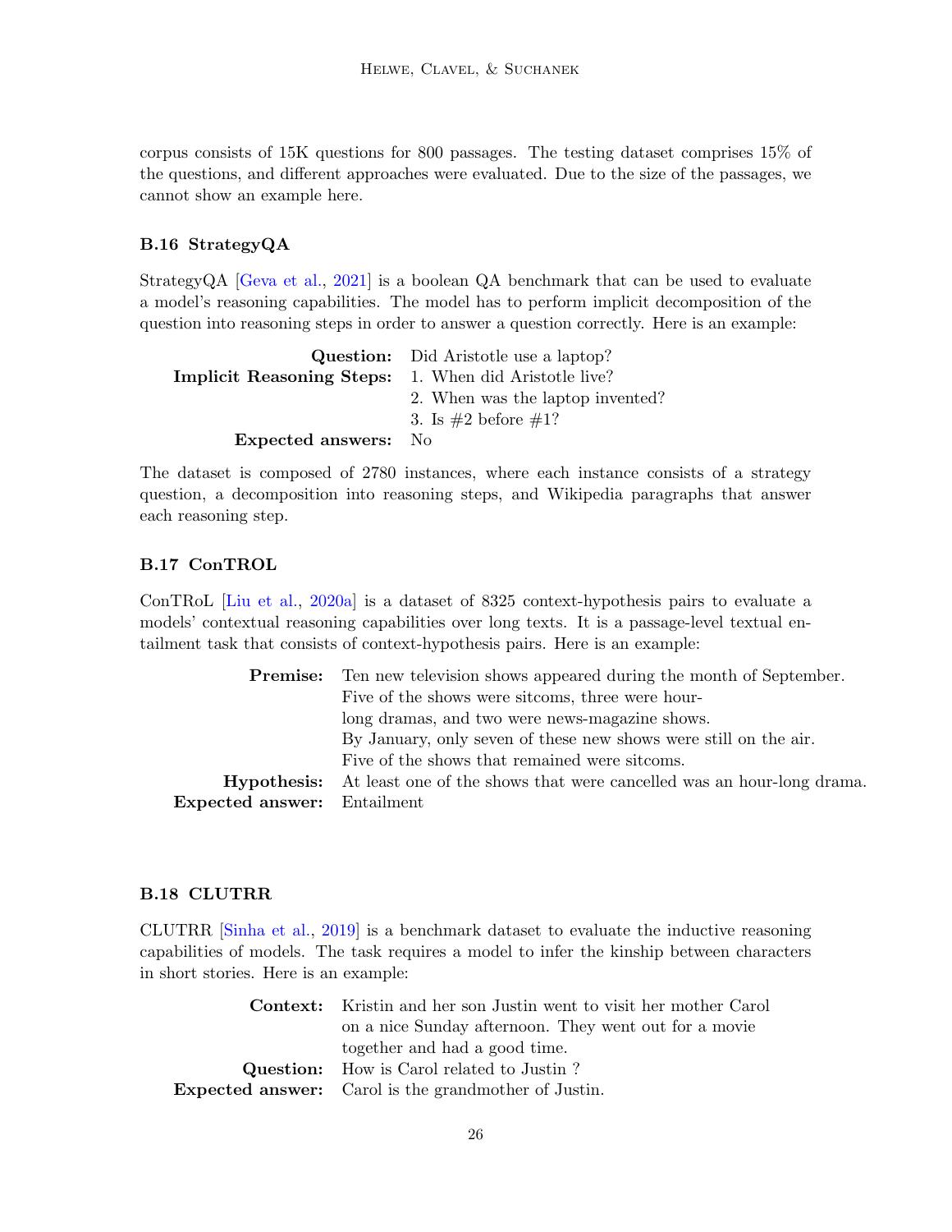corpus consists of 15K questions for 800 passages. The testing dataset comprises 15% of the questions, and different approaches were evaluated. Due to the size of the passages, we cannot show an example here.

### B.16 StrategyQA

StrategyQA [Geva et al., 2021] is a boolean QA benchmark that can be used to evaluate a model's reasoning capabilities. The model has to perform implicit decomposition of the question into reasoning steps in order to answer a question correctly. Here is an example:

**Question:** Did Aristotle use a laptop?
**Implicit Reasoning Steps:** 1. When did Aristotle live?
2. When was the laptop invented?
3. Is #2 before #1?
**Expected answers:** No

The dataset is composed of 2780 instances, where each instance consists of a strategy question, a decomposition into reasoning steps, and Wikipedia paragraphs that answer each reasoning step.

### B.17 ConTROL

ConTRoL [Liu et al., 2020a] is a dataset of 8325 context-hypothesis pairs to evaluate a models' contextual reasoning capabilities over long texts. It is a passage-level textual entailment task that consists of context-hypothesis pairs. Here is an example:

**Premise:** Ten new television shows appeared during the month of September. Five of the shows were sitcoms, three were hour-long dramas, and two were news-magazine shows. By January, only seven of these new shows were still on the air. Five of the shows that remained were sitcoms.
**Hypothesis:** At least one of the shows that were cancelled was an hour-long drama.
**Expected answer:** Entailment

### B.18 CLUTRR

CLUTRR [Sinha et al., 2019] is a benchmark dataset to evaluate the inductive reasoning capabilities of models. The task requires a model to infer the kinship between characters in short stories. Here is an example:

**Context:** Kristin and her son Justin went to visit her mother Carol on a nice Sunday afternoon. They went out for a movie together and had a good time.
**Question:** How is Carol related to Justin ?
**Expected answer:** Carol is the grandmother of Justin.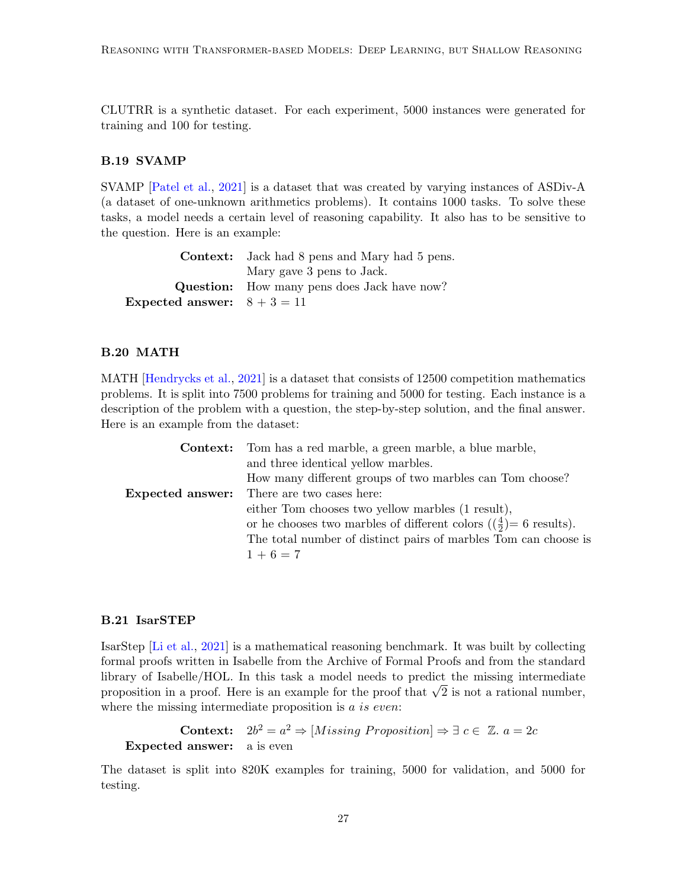CLUTRR is a synthetic dataset. For each experiment, 5000 instances were generated for training and 100 for testing.

### B.19 SVAMP

SVAMP [Patel et al., 2021] is a dataset that was created by varying instances of ASDiv-A (a dataset of one-unknown arithmetics problems). It contains 1000 tasks. To solve these tasks, a model needs a certain level of reasoning capability. It also has to be sensitive to the question. Here is an example:

**Context:** Jack had 8 pens and Mary had 5 pens.
Mary gave 3 pens to Jack.
**Question:** How many pens does Jack have now?
**Expected answer:** $8 + 3 = 11$

### B.20 MATH

MATH [Hendrycks et al., 2021] is a dataset that consists of 12500 competition mathematics problems. It is split into 7500 problems for training and 5000 for testing. Each instance is a description of the problem with a question, the step-by-step solution, and the final answer. Here is an example from the dataset:

**Context:** Tom has a red marble, a green marble, a blue marble,
and three identical yellow marbles.
How many different groups of two marbles can Tom choose?
**Expected answer:** There are two cases here:
either Tom chooses two yellow marbles (1 result),
or he chooses two marbles of different colors ($(\frac{4}{2})$= 6 results).
The total number of distinct pairs of marbles Tom can choose is
$1 + 6 = 7$

### B.21 IsarSTEP

IsarStep [Li et al., 2021] is a mathematical reasoning benchmark. It was built by collecting formal proofs written in Isabelle from the Archive of Formal Proofs and from the standard library of Isabelle/HOL. In this task a model needs to predict the missing intermediate proposition in a proof. Here is an example for the proof that $\sqrt{2}$ is not a rational number, where the missing intermediate proposition is *a is even*:

**Context:** $2b^2 = a^2 \Rightarrow [\textit{Missing Proposition}] \Rightarrow \exists\, c \in\ \mathbb{Z}.\ a = 2c$
**Expected answer:** a is even

The dataset is split into 820K examples for training, 5000 for validation, and 5000 for testing.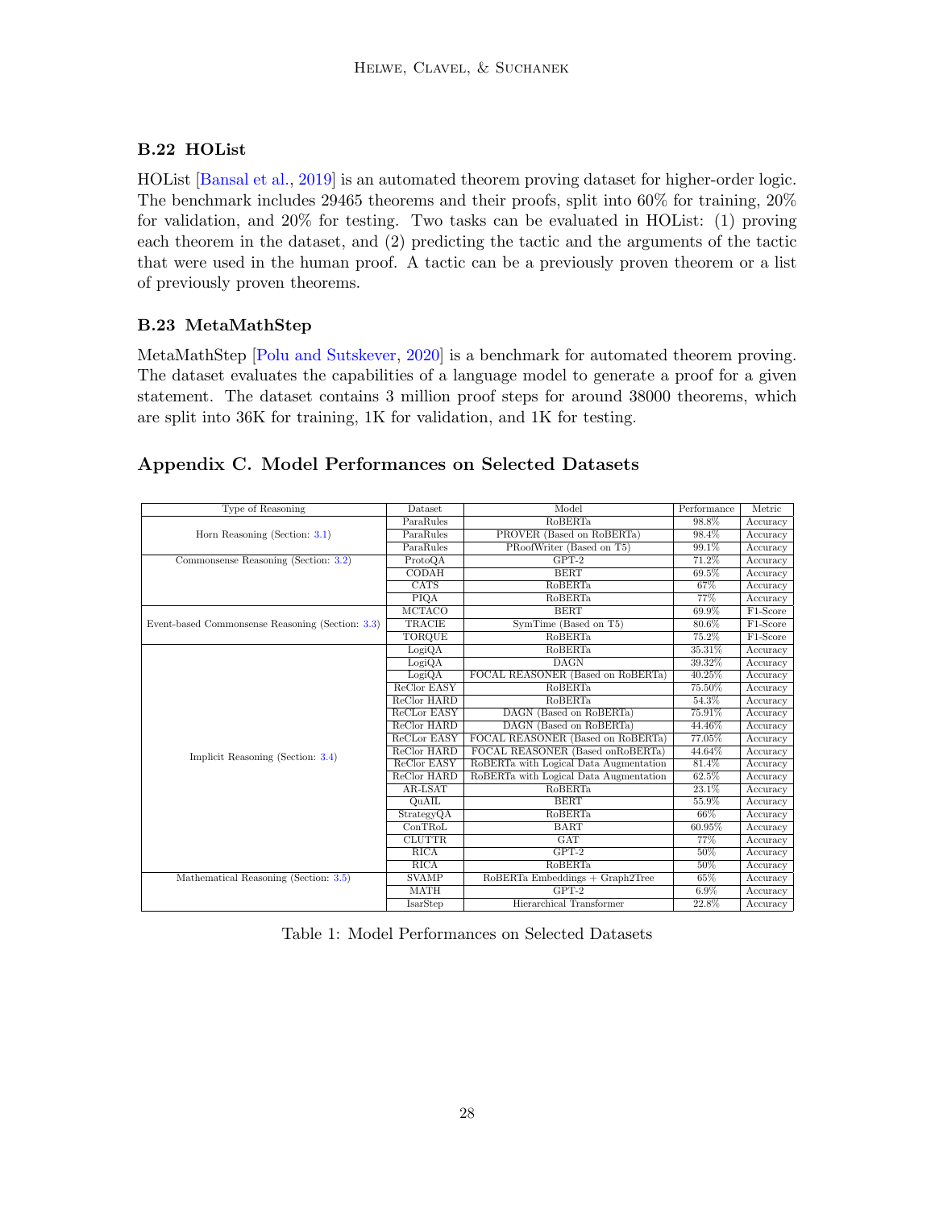### B.22 HOList

HOList [Bansal et al., 2019] is an automated theorem proving dataset for higher-order logic. The benchmark includes 29465 theorems and their proofs, split into 60% for training, 20% for validation, and 20% for testing. Two tasks can be evaluated in HOList: (1) proving each theorem in the dataset, and (2) predicting the tactic and the arguments of the tactic that were used in the human proof. A tactic can be a previously proven theorem or a list of previously proven theorems.

### B.23 MetaMathStep

MetaMathStep [Polu and Sutskever, 2020] is a benchmark for automated theorem proving. The dataset evaluates the capabilities of a language model to generate a proof for a given statement. The dataset contains 3 million proof steps for around 38000 theorems, which are split into 36K for training, 1K for validation, and 1K for testing.

## Appendix C. Model Performances on Selected Datasets

| Type of Reasoning | Dataset | Model | Performance | Metric |
|---|---|---|---|---|
| Horn Reasoning (Section: 3.1) | ParaRules | RoBERTa | 98.8% | Accuracy |
| | ParaRules | PROVER (Based on RoBERTa) | 98.4% | Accuracy |
| | ParaRules | PRoofWriter (Based on T5) | 99.1% | Accuracy |
| Commonsense Reasoning (Section: 3.2) | ProtoQA | GPT-2 | 71.2% | Accuracy |
| | CODAH | BERT | 69.5% | Accuracy |
| | CATS | RoBERTa | 67% | Accuracy |
| | PIQA | RoBERTa | 77% | Accuracy |
| Event-based Commonsense Reasoning (Section: 3.3) | MCTACO | BERT | 69.9% | F1-Score |
| | TRACIE | SymTime (Based on T5) | 80.6% | F1-Score |
| | TORQUE | RoBERTa | 75.2% | F1-Score |
| Implicit Reasoning (Section: 3.4) | LogiQA | RoBERTa | 35.31% | Accuracy |
| | LogiQA | DAGN | 39.32% | Accuracy |
| | LogiQA | FOCAL REASONER (Based on RoBERTa) | 40.25% | Accuracy |
| | ReClor EASY | RoBERTa | 75.50% | Accuracy |
| | ReClor HARD | RoBERTa | 54.3% | Accuracy |
| | ReCLor EASY | DAGN (Based on RoBERTa) | 75.91% | Accuracy |
| | ReClor HARD | DAGN (Based on RoBERTa) | 44.46% | Accuracy |
| | ReCLor EASY | FOCAL REASONER (Based on RoBERTa) | 77.05% | Accuracy |
| | ReClor HARD | FOCAL REASONER (Based onRoBERTa) | 44.64% | Accuracy |
| | ReClor EASY | RoBERTa with Logical Data Augmentation | 81.4% | Accuracy |
| | ReClor HARD | RoBERTa with Logical Data Augmentation | 62.5% | Accuracy |
| | AR-LSAT | RoBERTa | 23.1% | Accuracy |
| | QuAIL | BERT | 55.9% | Accuracy |
| | StrategyQA | RoBERTa | 66% | Accuracy |
| | ConTRoL | BART | 60.95% | Accuracy |
| | CLUTTR | GAT | 77% | Accuracy |
| | RICA | GPT-2 | 50% | Accuracy |
| | RICA | RoBERTa | 50% | Accuracy |
| Mathematical Reasoning (Section: 3.5) | SVAMP | RoBERTa Embeddings + Graph2Tree | 65% | Accuracy |
| | MATH | GPT-2 | 6.9% | Accuracy |
| | IsarStep | Hierarchical Transformer | 22.8% | Accuracy |

Table 1: Model Performances on Selected Datasets